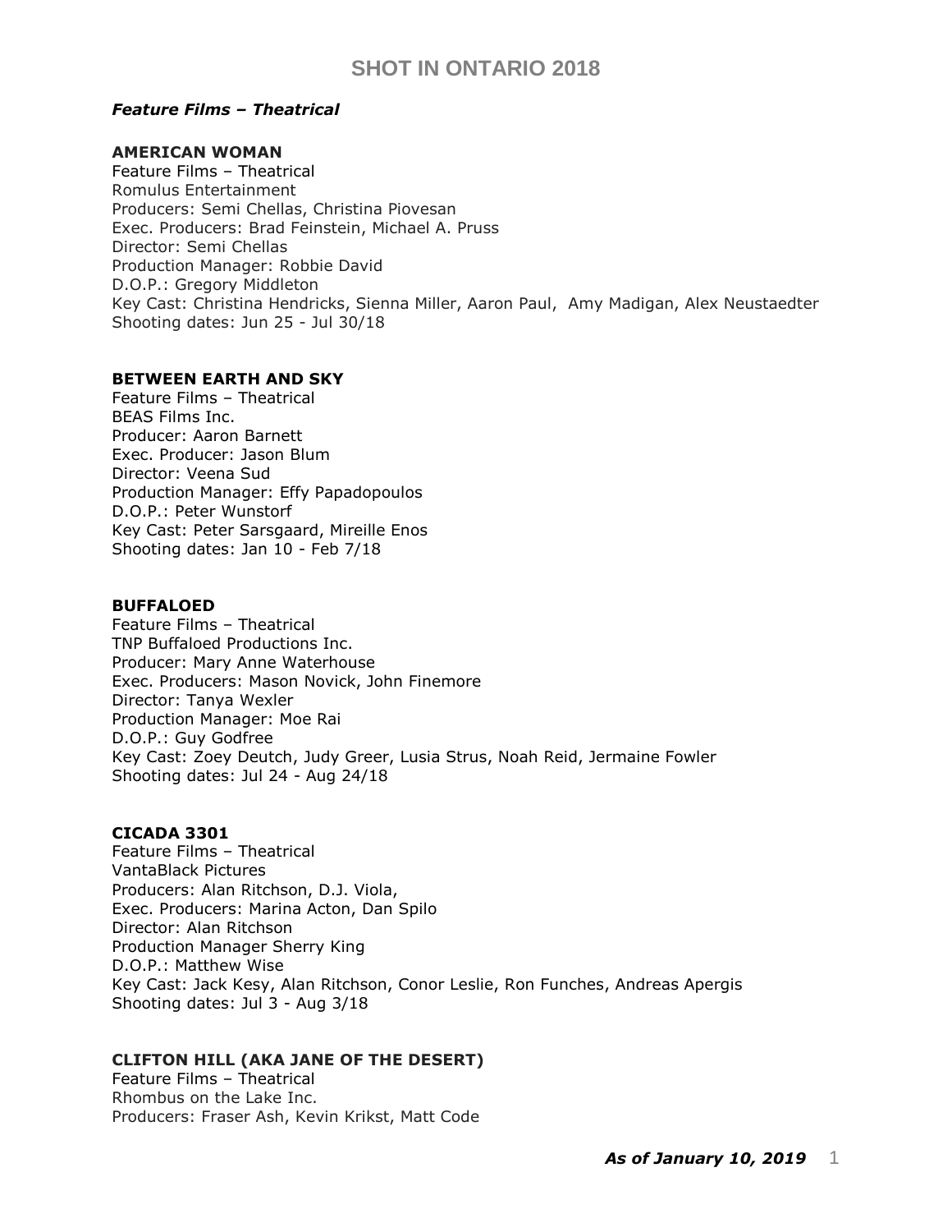# SHOT IN ONTARIO 2018

***Feature Films – Theatrical***

**AMERICAN WOMAN**
Feature Films – Theatrical
Romulus Entertainment
Producers: Semi Chellas, Christina Piovesan
Exec. Producers: Brad Feinstein, Michael A. Pruss
Director: Semi Chellas
Production Manager: Robbie David
D.O.P.: Gregory Middleton
Key Cast: Christina Hendricks, Sienna Miller, Aaron Paul, Amy Madigan, Alex Neustaedter
Shooting dates: Jun 25 - Jul 30/18

**BETWEEN EARTH AND SKY**
Feature Films – Theatrical
BEAS Films Inc.
Producer: Aaron Barnett
Exec. Producer: Jason Blum
Director: Veena Sud
Production Manager: Effy Papadopoulos
D.O.P.: Peter Wunstorf
Key Cast: Peter Sarsgaard, Mireille Enos
Shooting dates: Jan 10 - Feb 7/18

**BUFFALOED**
Feature Films – Theatrical
TNP Buffaloed Productions Inc.
Producer: Mary Anne Waterhouse
Exec. Producers: Mason Novick, John Finemore
Director: Tanya Wexler
Production Manager: Moe Rai
D.O.P.: Guy Godfree
Key Cast: Zoey Deutch, Judy Greer, Lusia Strus, Noah Reid, Jermaine Fowler
Shooting dates: Jul 24 - Aug 24/18

**CICADA 3301**
Feature Films – Theatrical
VantaBlack Pictures
Producers: Alan Ritchson, D.J. Viola,
Exec. Producers: Marina Acton, Dan Spilo
Director: Alan Ritchson
Production Manager Sherry King
D.O.P.: Matthew Wise
Key Cast: Jack Kesy, Alan Ritchson, Conor Leslie, Ron Funches, Andreas Apergis
Shooting dates: Jul 3 - Aug 3/18

**CLIFTON HILL (AKA JANE OF THE DESERT)**
Feature Films – Theatrical
Rhombus on the Lake Inc.
Producers: Fraser Ash, Kevin Krikst, Matt Code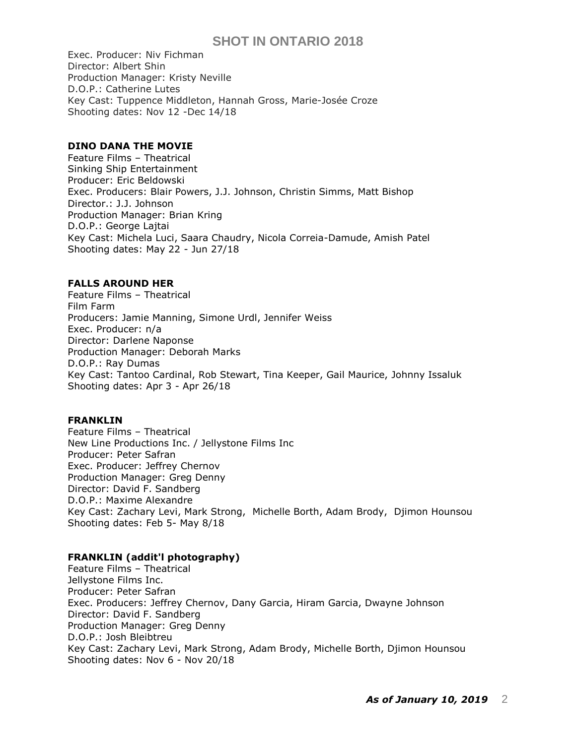Exec. Producer: Niv Fichman
Director: Albert Shin
Production Manager: Kristy Neville
D.O.P.: Catherine Lutes
Key Cast: Tuppence Middleton, Hannah Gross, Marie-Josée Croze
Shooting dates: Nov 12 -Dec 14/18

**DINO DANA THE MOVIE**
Feature Films – Theatrical
Sinking Ship Entertainment
Producer: Eric Beldowski
Exec. Producers: Blair Powers, J.J. Johnson, Christin Simms, Matt Bishop
Director.: J.J. Johnson
Production Manager: Brian Kring
D.O.P.: George Lajtai
Key Cast: Michela Luci, Saara Chaudry, Nicola Correia-Damude, Amish Patel
Shooting dates: May 22 - Jun 27/18

**FALLS AROUND HER**
Feature Films – Theatrical
Film Farm
Producers: Jamie Manning, Simone Urdl, Jennifer Weiss
Exec. Producer: n/a
Director: Darlene Naponse
Production Manager: Deborah Marks
D.O.P.: Ray Dumas
Key Cast: Tantoo Cardinal, Rob Stewart, Tina Keeper, Gail Maurice, Johnny Issaluk
Shooting dates: Apr 3 - Apr 26/18

**FRANKLIN**
Feature Films – Theatrical
New Line Productions Inc. / Jellystone Films Inc
Producer: Peter Safran
Exec. Producer: Jeffrey Chernov
Production Manager: Greg Denny
Director: David F. Sandberg
D.O.P.: Maxime Alexandre
Key Cast: Zachary Levi, Mark Strong, Michelle Borth, Adam Brody, Djimon Hounsou
Shooting dates: Feb 5- May 8/18

**FRANKLIN (addit'l photography)**
Feature Films – Theatrical
Jellystone Films Inc.
Producer: Peter Safran
Exec. Producers: Jeffrey Chernov, Dany Garcia, Hiram Garcia, Dwayne Johnson
Director: David F. Sandberg
Production Manager: Greg Denny
D.O.P.: Josh Bleibtreu
Key Cast: Zachary Levi, Mark Strong, Adam Brody, Michelle Borth, Djimon Hounsou
Shooting dates: Nov 6 - Nov 20/18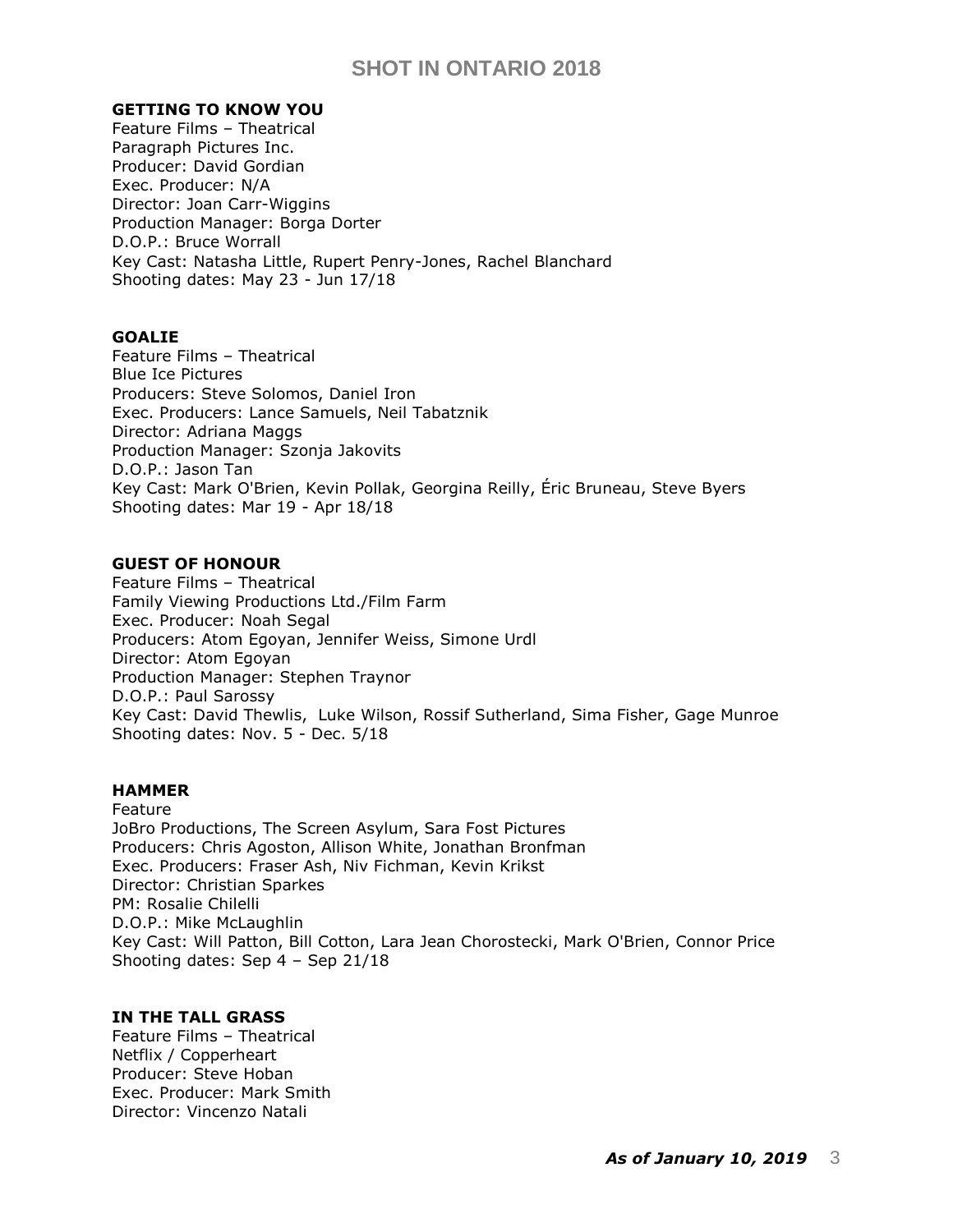**GETTING TO KNOW YOU**
Feature Films – Theatrical
Paragraph Pictures Inc.
Producer: David Gordian
Exec. Producer: N/A
Director: Joan Carr-Wiggins
Production Manager: Borga Dorter
D.O.P.: Bruce Worrall
Key Cast: Natasha Little, Rupert Penry-Jones, Rachel Blanchard
Shooting dates: May 23 - Jun 17/18

**GOALIE**
Feature Films – Theatrical
Blue Ice Pictures
Producers: Steve Solomos, Daniel Iron
Exec. Producers: Lance Samuels, Neil Tabatznik
Director: Adriana Maggs
Production Manager: Szonja Jakovits
D.O.P.: Jason Tan
Key Cast: Mark O'Brien, Kevin Pollak, Georgina Reilly, Éric Bruneau, Steve Byers
Shooting dates: Mar 19 - Apr 18/18

**GUEST OF HONOUR**
Feature Films – Theatrical
Family Viewing Productions Ltd./Film Farm
Exec. Producer: Noah Segal
Producers: Atom Egoyan, Jennifer Weiss, Simone Urdl
Director: Atom Egoyan
Production Manager: Stephen Traynor
D.O.P.: Paul Sarossy
Key Cast: David Thewlis, Luke Wilson, Rossif Sutherland, Sima Fisher, Gage Munroe
Shooting dates: Nov. 5 - Dec. 5/18

**HAMMER**
Feature
JoBro Productions, The Screen Asylum, Sara Fost Pictures
Producers: Chris Agoston, Allison White, Jonathan Bronfman
Exec. Producers: Fraser Ash, Niv Fichman, Kevin Krikst
Director: Christian Sparkes
PM: Rosalie Chilelli
D.O.P.: Mike McLaughlin
Key Cast: Will Patton, Bill Cotton, Lara Jean Chorostecki, Mark O'Brien, Connor Price
Shooting dates: Sep 4 – Sep 21/18

**IN THE TALL GRASS**
Feature Films – Theatrical
Netflix / Copperheart
Producer: Steve Hoban
Exec. Producer: Mark Smith
Director: Vincenzo Natali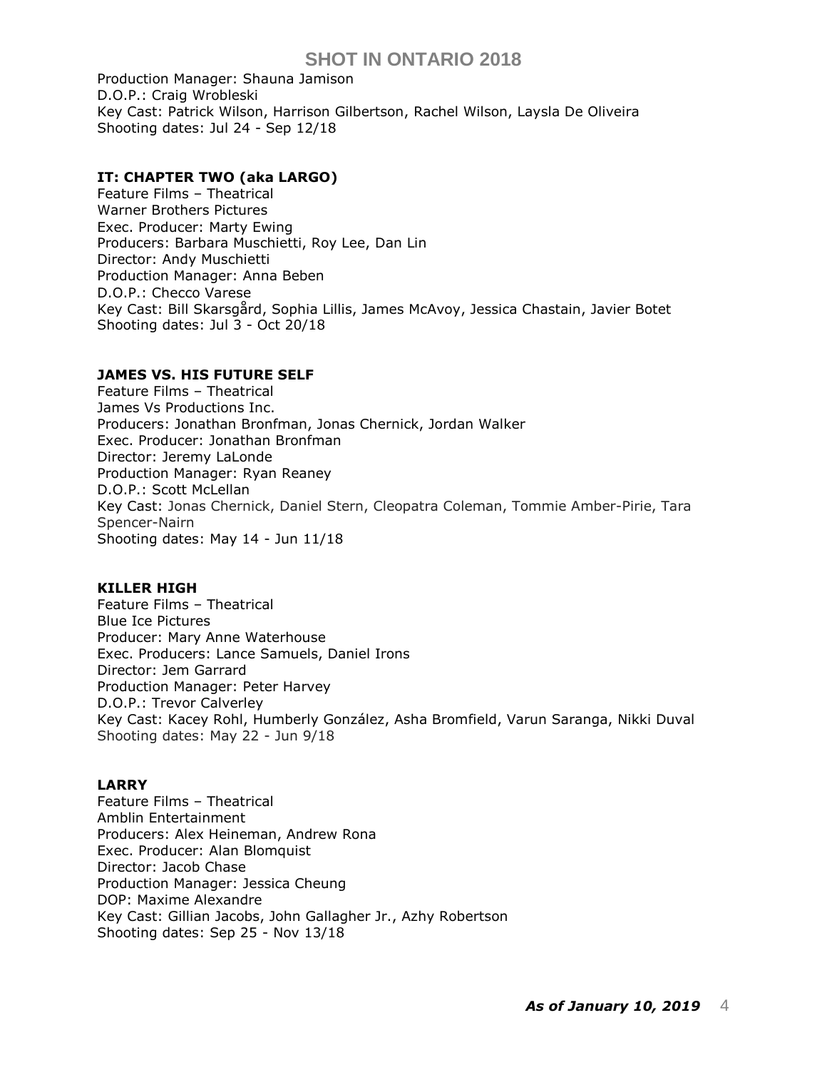Production Manager: Shauna Jamison
D.O.P.: Craig Wrobleski
Key Cast: Patrick Wilson, Harrison Gilbertson, Rachel Wilson, Laysla De Oliveira
Shooting dates: Jul 24 - Sep 12/18

**IT: CHAPTER TWO (aka LARGO)**
Feature Films – Theatrical
Warner Brothers Pictures
Exec. Producer: Marty Ewing
Producers: Barbara Muschietti, Roy Lee, Dan Lin
Director: Andy Muschietti
Production Manager: Anna Beben
D.O.P.: Checco Varese
Key Cast: Bill Skarsgård, Sophia Lillis, James McAvoy, Jessica Chastain, Javier Botet
Shooting dates: Jul 3 - Oct 20/18

**JAMES VS. HIS FUTURE SELF**
Feature Films – Theatrical
James Vs Productions Inc.
Producers: Jonathan Bronfman, Jonas Chernick, Jordan Walker
Exec. Producer: Jonathan Bronfman
Director: Jeremy LaLonde
Production Manager: Ryan Reaney
D.O.P.: Scott McLellan
Key Cast: Jonas Chernick, Daniel Stern, Cleopatra Coleman, Tommie Amber-Pirie, Tara Spencer-Nairn
Shooting dates: May 14 - Jun 11/18

**KILLER HIGH**
Feature Films – Theatrical
Blue Ice Pictures
Producer: Mary Anne Waterhouse
Exec. Producers: Lance Samuels, Daniel Irons
Director: Jem Garrard
Production Manager: Peter Harvey
D.O.P.: Trevor Calverley
Key Cast: Kacey Rohl, Humberly González, Asha Bromfield, Varun Saranga, Nikki Duval
Shooting dates: May 22 - Jun 9/18

**LARRY**
Feature Films – Theatrical
Amblin Entertainment
Producers: Alex Heineman, Andrew Rona
Exec. Producer: Alan Blomquist
Director: Jacob Chase
Production Manager: Jessica Cheung
DOP: Maxime Alexandre
Key Cast: Gillian Jacobs, John Gallagher Jr., Azhy Robertson
Shooting dates: Sep 25 - Nov 13/18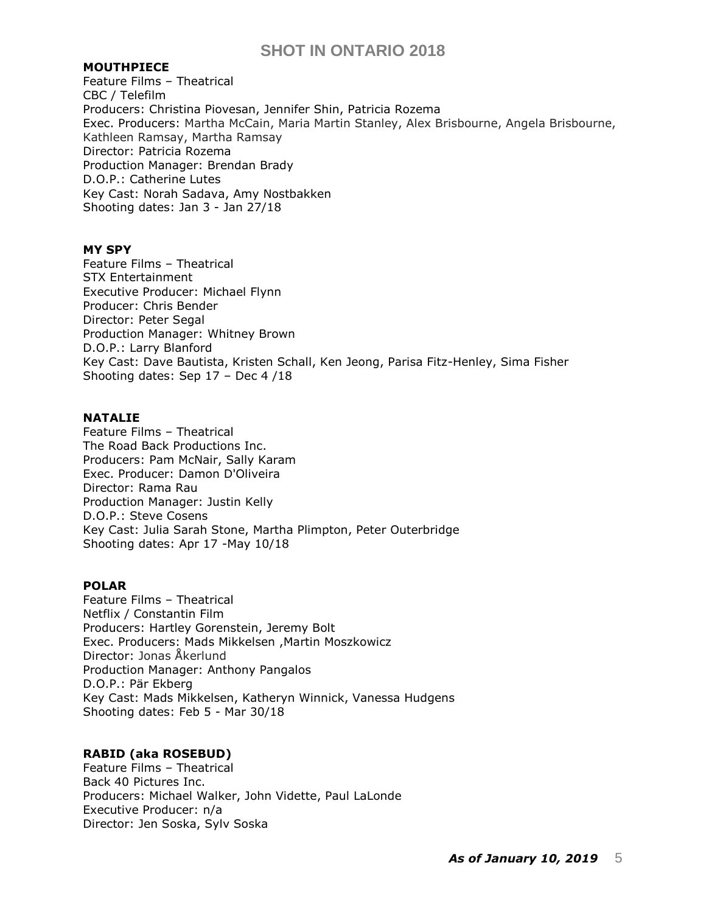**MOUTHPIECE**
Feature Films – Theatrical
CBC / Telefilm
Producers: Christina Piovesan, Jennifer Shin, Patricia Rozema
Exec. Producers: Martha McCain, Maria Martin Stanley, Alex Brisbourne, Angela Brisbourne, Kathleen Ramsay, Martha Ramsay
Director: Patricia Rozema
Production Manager: Brendan Brady
D.O.P.: Catherine Lutes
Key Cast: Norah Sadava, Amy Nostbakken
Shooting dates: Jan 3 - Jan 27/18

**MY SPY**
Feature Films – Theatrical
STX Entertainment
Executive Producer: Michael Flynn
Producer: Chris Bender
Director: Peter Segal
Production Manager: Whitney Brown
D.O.P.: Larry Blanford
Key Cast: Dave Bautista, Kristen Schall, Ken Jeong, Parisa Fitz-Henley, Sima Fisher
Shooting dates: Sep 17 – Dec 4 /18

**NATALIE**
Feature Films – Theatrical
The Road Back Productions Inc.
Producers: Pam McNair, Sally Karam
Exec. Producer: Damon D'Oliveira
Director: Rama Rau
Production Manager: Justin Kelly
D.O.P.: Steve Cosens
Key Cast: Julia Sarah Stone, Martha Plimpton, Peter Outerbridge
Shooting dates: Apr 17 -May 10/18

**POLAR**
Feature Films – Theatrical
Netflix / Constantin Film
Producers: Hartley Gorenstein, Jeremy Bolt
Exec. Producers: Mads Mikkelsen ,Martin Moszkowicz
Director: Jonas Åkerlund
Production Manager: Anthony Pangalos
D.O.P.: Pär Ekberg
Key Cast: Mads Mikkelsen, Katheryn Winnick, Vanessa Hudgens
Shooting dates: Feb 5 - Mar 30/18

**RABID (aka ROSEBUD)**
Feature Films – Theatrical
Back 40 Pictures Inc.
Producers: Michael Walker, John Vidette, Paul LaLonde
Executive Producer: n/a
Director: Jen Soska, Sylv Soska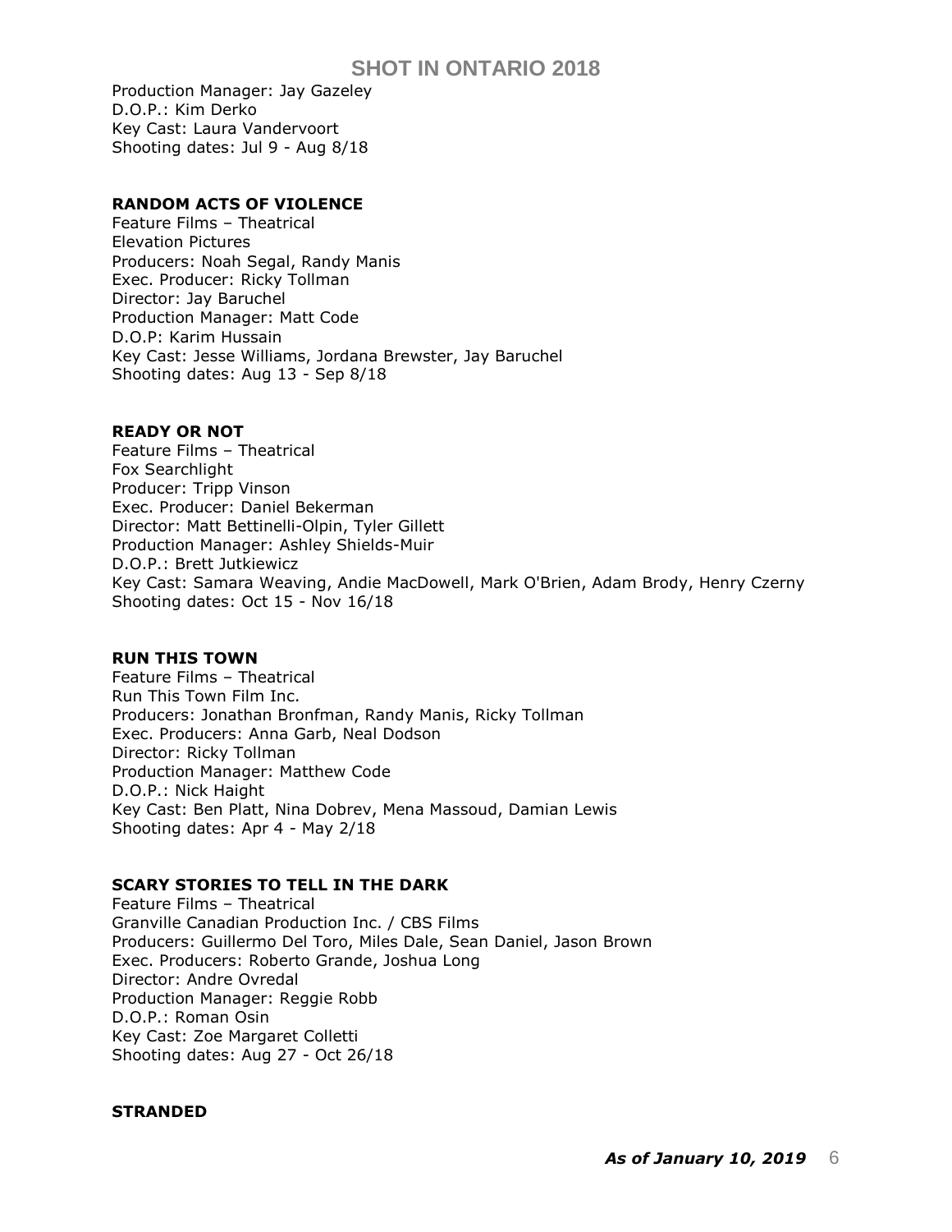Production Manager: Jay Gazeley
D.O.P.: Kim Derko
Key Cast: Laura Vandervoort
Shooting dates: Jul 9 - Aug 8/18

**RANDOM ACTS OF VIOLENCE**
Feature Films – Theatrical
Elevation Pictures
Producers: Noah Segal, Randy Manis
Exec. Producer: Ricky Tollman
Director: Jay Baruchel
Production Manager: Matt Code
D.O.P: Karim Hussain
Key Cast: Jesse Williams, Jordana Brewster, Jay Baruchel
Shooting dates: Aug 13 - Sep 8/18

**READY OR NOT**
Feature Films – Theatrical
Fox Searchlight
Producer: Tripp Vinson
Exec. Producer: Daniel Bekerman
Director: Matt Bettinelli-Olpin, Tyler Gillett
Production Manager: Ashley Shields-Muir
D.O.P.: Brett Jutkiewicz
Key Cast: Samara Weaving, Andie MacDowell, Mark O'Brien, Adam Brody, Henry Czerny
Shooting dates: Oct 15 - Nov 16/18

**RUN THIS TOWN**
Feature Films – Theatrical
Run This Town Film Inc.
Producers: Jonathan Bronfman, Randy Manis, Ricky Tollman
Exec. Producers: Anna Garb, Neal Dodson
Director: Ricky Tollman
Production Manager: Matthew Code
D.O.P.: Nick Haight
Key Cast: Ben Platt, Nina Dobrev, Mena Massoud, Damian Lewis
Shooting dates: Apr 4 - May 2/18

**SCARY STORIES TO TELL IN THE DARK**
Feature Films – Theatrical
Granville Canadian Production Inc. / CBS Films
Producers: Guillermo Del Toro, Miles Dale, Sean Daniel, Jason Brown
Exec. Producers: Roberto Grande, Joshua Long
Director: Andre Ovredal
Production Manager: Reggie Robb
D.O.P.: Roman Osin
Key Cast: Zoe Margaret Colletti
Shooting dates: Aug 27 - Oct 26/18

**STRANDED**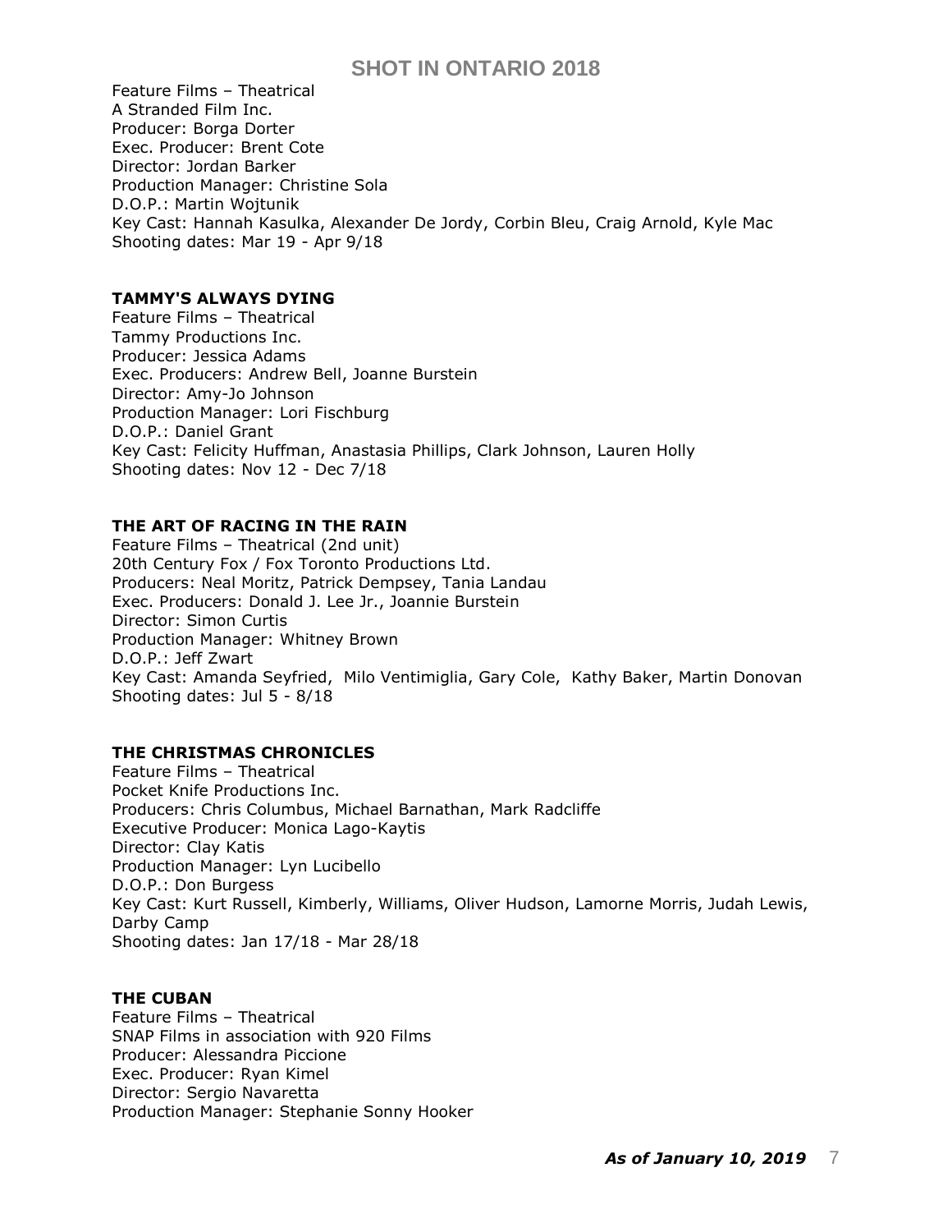Feature Films – Theatrical
A Stranded Film Inc.
Producer: Borga Dorter
Exec. Producer: Brent Cote
Director: Jordan Barker
Production Manager: Christine Sola
D.O.P.: Martin Wojtunik
Key Cast: Hannah Kasulka, Alexander De Jordy, Corbin Bleu, Craig Arnold, Kyle Mac
Shooting dates: Mar 19 - Apr 9/18

**TAMMY'S ALWAYS DYING**
Feature Films – Theatrical
Tammy Productions Inc.
Producer: Jessica Adams
Exec. Producers: Andrew Bell, Joanne Burstein
Director: Amy-Jo Johnson
Production Manager: Lori Fischburg
D.O.P.: Daniel Grant
Key Cast: Felicity Huffman, Anastasia Phillips, Clark Johnson, Lauren Holly
Shooting dates: Nov 12 - Dec 7/18

**THE ART OF RACING IN THE RAIN**
Feature Films – Theatrical (2nd unit)
20th Century Fox / Fox Toronto Productions Ltd.
Producers: Neal Moritz, Patrick Dempsey, Tania Landau
Exec. Producers: Donald J. Lee Jr., Joannie Burstein
Director: Simon Curtis
Production Manager: Whitney Brown
D.O.P.: Jeff Zwart
Key Cast: Amanda Seyfried, Milo Ventimiglia, Gary Cole, Kathy Baker, Martin Donovan
Shooting dates: Jul 5 - 8/18

**THE CHRISTMAS CHRONICLES**
Feature Films – Theatrical
Pocket Knife Productions Inc.
Producers: Chris Columbus, Michael Barnathan, Mark Radcliffe
Executive Producer: Monica Lago-Kaytis
Director: Clay Katis
Production Manager: Lyn Lucibello
D.O.P.: Don Burgess
Key Cast: Kurt Russell, Kimberly, Williams, Oliver Hudson, Lamorne Morris, Judah Lewis, Darby Camp
Shooting dates: Jan 17/18 - Mar 28/18

**THE CUBAN**
Feature Films – Theatrical
SNAP Films in association with 920 Films
Producer: Alessandra Piccione
Exec. Producer: Ryan Kimel
Director: Sergio Navaretta
Production Manager: Stephanie Sonny Hooker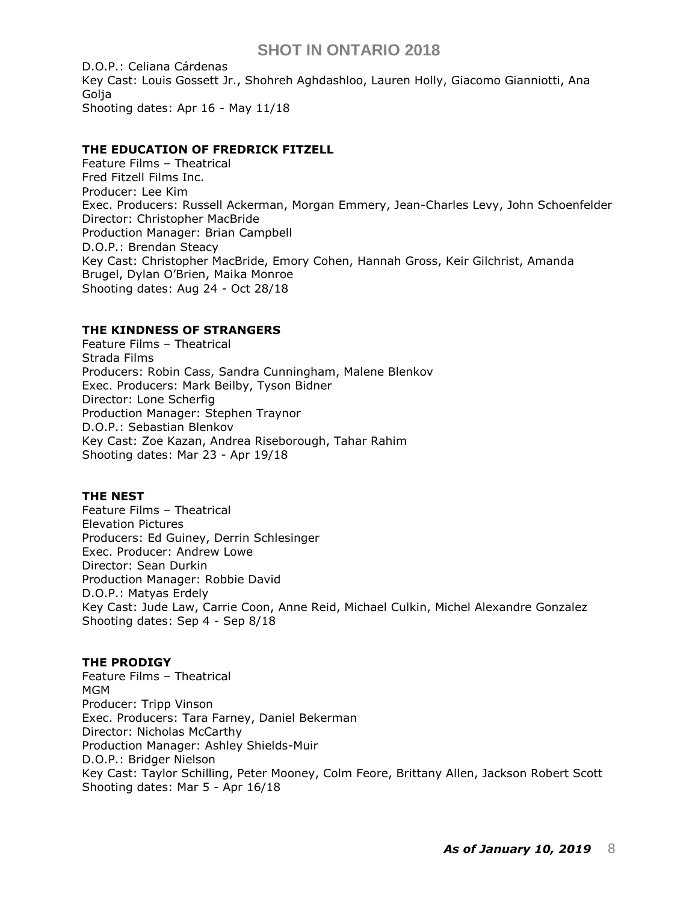D.O.P.: Celiana Cárdenas
Key Cast: Louis Gossett Jr., Shohreh Aghdashloo, Lauren Holly, Giacomo Gianniotti, Ana Golja
Shooting dates: Apr 16 - May 11/18

**THE EDUCATION OF FREDRICK FITZELL**
Feature Films – Theatrical
Fred Fitzell Films Inc.
Producer: Lee Kim
Exec. Producers: Russell Ackerman, Morgan Emmery, Jean-Charles Levy, John Schoenfelder
Director: Christopher MacBride
Production Manager: Brian Campbell
D.O.P.: Brendan Steacy
Key Cast: Christopher MacBride, Emory Cohen, Hannah Gross, Keir Gilchrist, Amanda Brugel, Dylan O'Brien, Maika Monroe
Shooting dates: Aug 24 - Oct 28/18

**THE KINDNESS OF STRANGERS**
Feature Films – Theatrical
Strada Films
Producers: Robin Cass, Sandra Cunningham, Malene Blenkov
Exec. Producers: Mark Beilby, Tyson Bidner
Director: Lone Scherfig
Production Manager: Stephen Traynor
D.O.P.: Sebastian Blenkov
Key Cast: Zoe Kazan, Andrea Riseborough, Tahar Rahim
Shooting dates: Mar 23 - Apr 19/18

**THE NEST**
Feature Films – Theatrical
Elevation Pictures
Producers: Ed Guiney, Derrin Schlesinger
Exec. Producer: Andrew Lowe
Director: Sean Durkin
Production Manager: Robbie David
D.O.P.: Matyas Erdely
Key Cast: Jude Law, Carrie Coon, Anne Reid, Michael Culkin, Michel Alexandre Gonzalez
Shooting dates: Sep 4 - Sep 8/18

**THE PRODIGY**
Feature Films – Theatrical
MGM
Producer: Tripp Vinson
Exec. Producers: Tara Farney, Daniel Bekerman
Director: Nicholas McCarthy
Production Manager: Ashley Shields-Muir
D.O.P.: Bridger Nielson
Key Cast: Taylor Schilling, Peter Mooney, Colm Feore, Brittany Allen, Jackson Robert Scott
Shooting dates: Mar 5 - Apr 16/18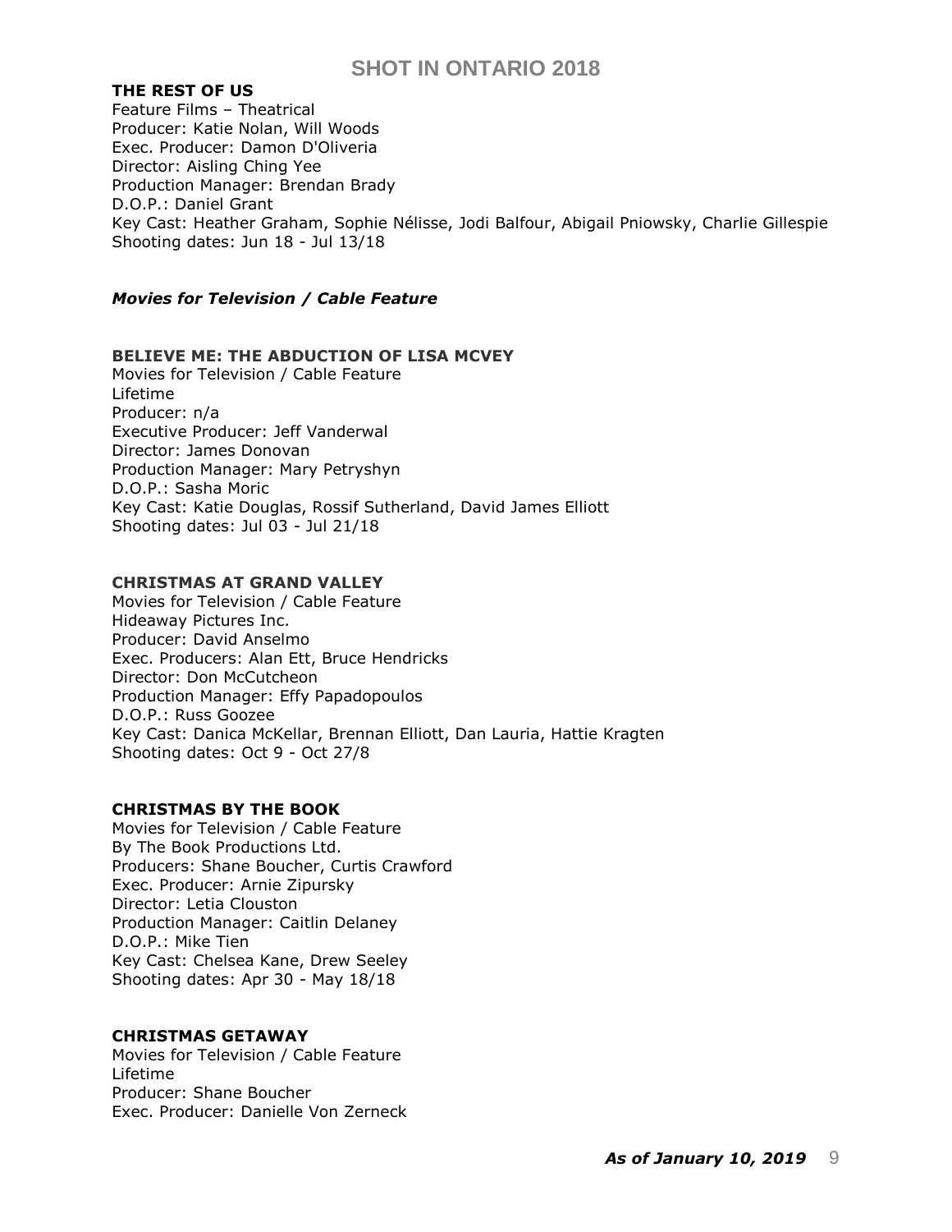**THE REST OF US**
Feature Films – Theatrical
Producer: Katie Nolan, Will Woods
Exec. Producer: Damon D'Oliveria
Director: Aisling Ching Yee
Production Manager: Brendan Brady
D.O.P.: Daniel Grant
Key Cast: Heather Graham, Sophie Nélisse, Jodi Balfour, Abigail Pniowsky, Charlie Gillespie
Shooting dates: Jun 18 - Jul 13/18

## *Movies for Television / Cable Feature*

**BELIEVE ME: THE ABDUCTION OF LISA MCVEY**
Movies for Television / Cable Feature
Lifetime
Producer: n/a
Executive Producer: Jeff Vanderwal
Director: James Donovan
Production Manager: Mary Petryshyn
D.O.P.: Sasha Moric
Key Cast: Katie Douglas, Rossif Sutherland, David James Elliott
Shooting dates: Jul 03 - Jul 21/18

**CHRISTMAS AT GRAND VALLEY**
Movies for Television / Cable Feature
Hideaway Pictures Inc.
Producer: David Anselmo
Exec. Producers: Alan Ett, Bruce Hendricks
Director: Don McCutcheon
Production Manager: Effy Papadopoulos
D.O.P.: Russ Goozee
Key Cast: Danica McKellar, Brennan Elliott, Dan Lauria, Hattie Kragten
Shooting dates: Oct 9 - Oct 27/8

**CHRISTMAS BY THE BOOK**
Movies for Television / Cable Feature
By The Book Productions Ltd.
Producers: Shane Boucher, Curtis Crawford
Exec. Producer: Arnie Zipursky
Director: Letia Clouston
Production Manager: Caitlin Delaney
D.O.P.: Mike Tien
Key Cast: Chelsea Kane, Drew Seeley
Shooting dates: Apr 30 - May 18/18

**CHRISTMAS GETAWAY**
Movies for Television / Cable Feature
Lifetime
Producer: Shane Boucher
Exec. Producer: Danielle Von Zerneck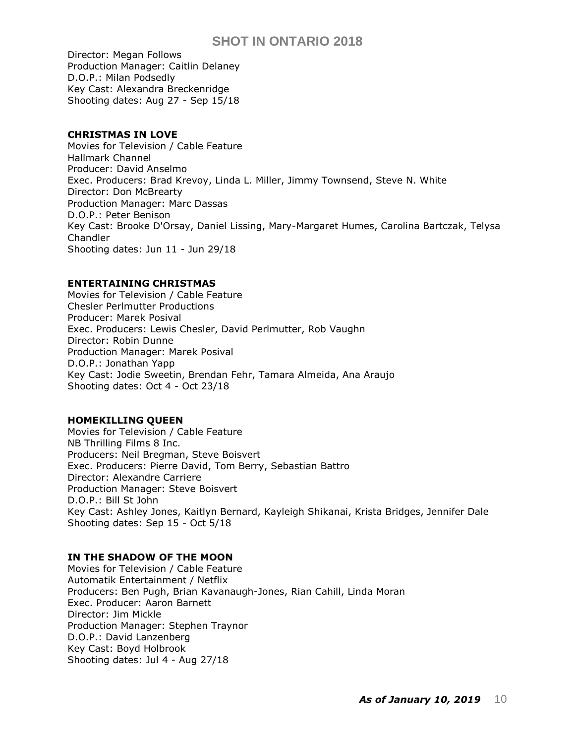Director: Megan Follows
Production Manager: Caitlin Delaney
D.O.P.: Milan Podsedly
Key Cast: Alexandra Breckenridge
Shooting dates: Aug 27 - Sep 15/18

**CHRISTMAS IN LOVE**
Movies for Television / Cable Feature
Hallmark Channel
Producer: David Anselmo
Exec. Producers: Brad Krevoy, Linda L. Miller, Jimmy Townsend, Steve N. White
Director: Don McBrearty
Production Manager: Marc Dassas
D.O.P.: Peter Benison
Key Cast: Brooke D'Orsay, Daniel Lissing, Mary-Margaret Humes, Carolina Bartczak, Telysa Chandler
Shooting dates: Jun 11 - Jun 29/18

**ENTERTAINING CHRISTMAS**
Movies for Television / Cable Feature
Chesler Perlmutter Productions
Producer: Marek Posival
Exec. Producers: Lewis Chesler, David Perlmutter, Rob Vaughn
Director: Robin Dunne
Production Manager: Marek Posival
D.O.P.: Jonathan Yapp
Key Cast: Jodie Sweetin, Brendan Fehr, Tamara Almeida, Ana Araujo
Shooting dates: Oct 4 - Oct 23/18

**HOMEKILLING QUEEN**
Movies for Television / Cable Feature
NB Thrilling Films 8 Inc.
Producers: Neil Bregman, Steve Boisvert
Exec. Producers: Pierre David, Tom Berry, Sebastian Battro
Director: Alexandre Carriere
Production Manager: Steve Boisvert
D.O.P.: Bill St John
Key Cast: Ashley Jones, Kaitlyn Bernard, Kayleigh Shikanai, Krista Bridges, Jennifer Dale
Shooting dates: Sep 15 - Oct 5/18

**IN THE SHADOW OF THE MOON**
Movies for Television / Cable Feature
Automatik Entertainment / Netflix
Producers: Ben Pugh, Brian Kavanaugh-Jones, Rian Cahill, Linda Moran
Exec. Producer: Aaron Barnett
Director: Jim Mickle
Production Manager: Stephen Traynor
D.O.P.: David Lanzenberg
Key Cast: Boyd Holbrook
Shooting dates: Jul 4 - Aug 27/18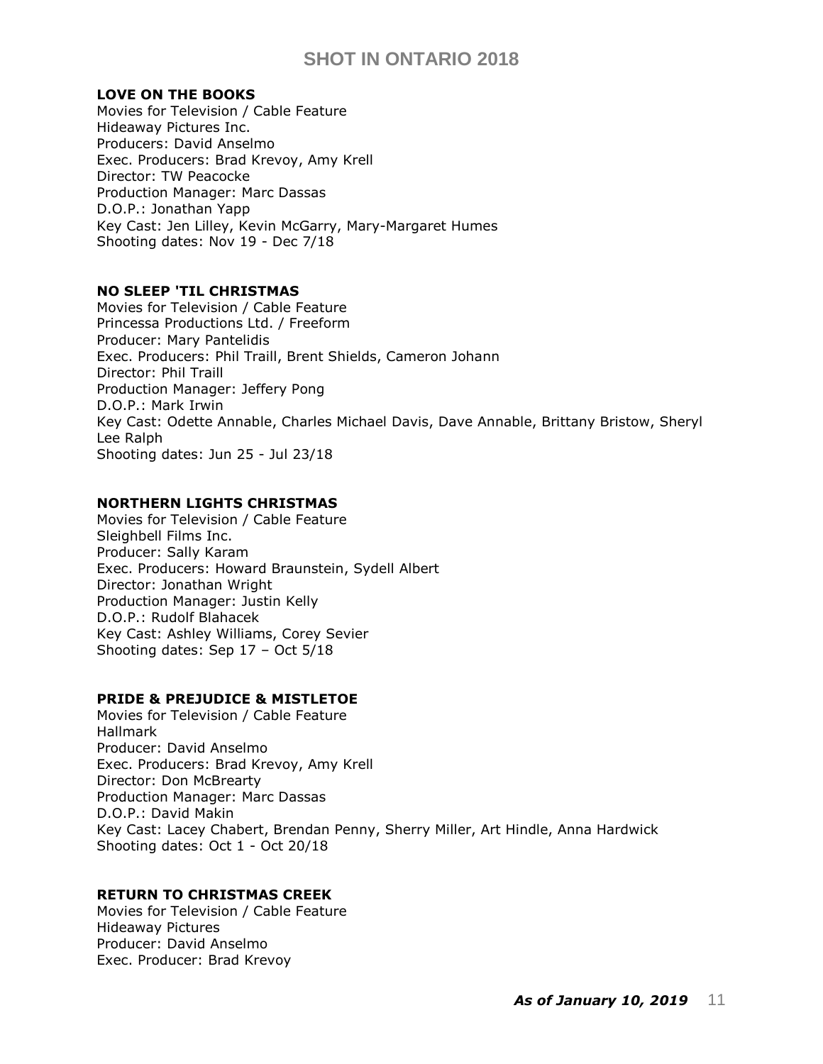**LOVE ON THE BOOKS**
Movies for Television / Cable Feature
Hideaway Pictures Inc.
Producers: David Anselmo
Exec. Producers: Brad Krevoy, Amy Krell
Director: TW Peacocke
Production Manager: Marc Dassas
D.O.P.: Jonathan Yapp
Key Cast: Jen Lilley, Kevin McGarry, Mary-Margaret Humes
Shooting dates: Nov 19 - Dec 7/18

**NO SLEEP 'TIL CHRISTMAS**
Movies for Television / Cable Feature
Princessa Productions Ltd. / Freeform
Producer: Mary Pantelidis
Exec. Producers: Phil Traill, Brent Shields, Cameron Johann
Director: Phil Traill
Production Manager: Jeffery Pong
D.O.P.: Mark Irwin
Key Cast: Odette Annable, Charles Michael Davis, Dave Annable, Brittany Bristow, Sheryl Lee Ralph
Shooting dates: Jun 25 - Jul 23/18

**NORTHERN LIGHTS CHRISTMAS**
Movies for Television / Cable Feature
Sleighbell Films Inc.
Producer: Sally Karam
Exec. Producers: Howard Braunstein, Sydell Albert
Director: Jonathan Wright
Production Manager: Justin Kelly
D.O.P.: Rudolf Blahacek
Key Cast: Ashley Williams, Corey Sevier
Shooting dates: Sep 17 – Oct 5/18

**PRIDE & PREJUDICE & MISTLETOE**
Movies for Television / Cable Feature
Hallmark
Producer: David Anselmo
Exec. Producers: Brad Krevoy, Amy Krell
Director: Don McBrearty
Production Manager: Marc Dassas
D.O.P.: David Makin
Key Cast: Lacey Chabert, Brendan Penny, Sherry Miller, Art Hindle, Anna Hardwick
Shooting dates: Oct 1 - Oct 20/18

**RETURN TO CHRISTMAS CREEK**
Movies for Television / Cable Feature
Hideaway Pictures
Producer: David Anselmo
Exec. Producer: Brad Krevoy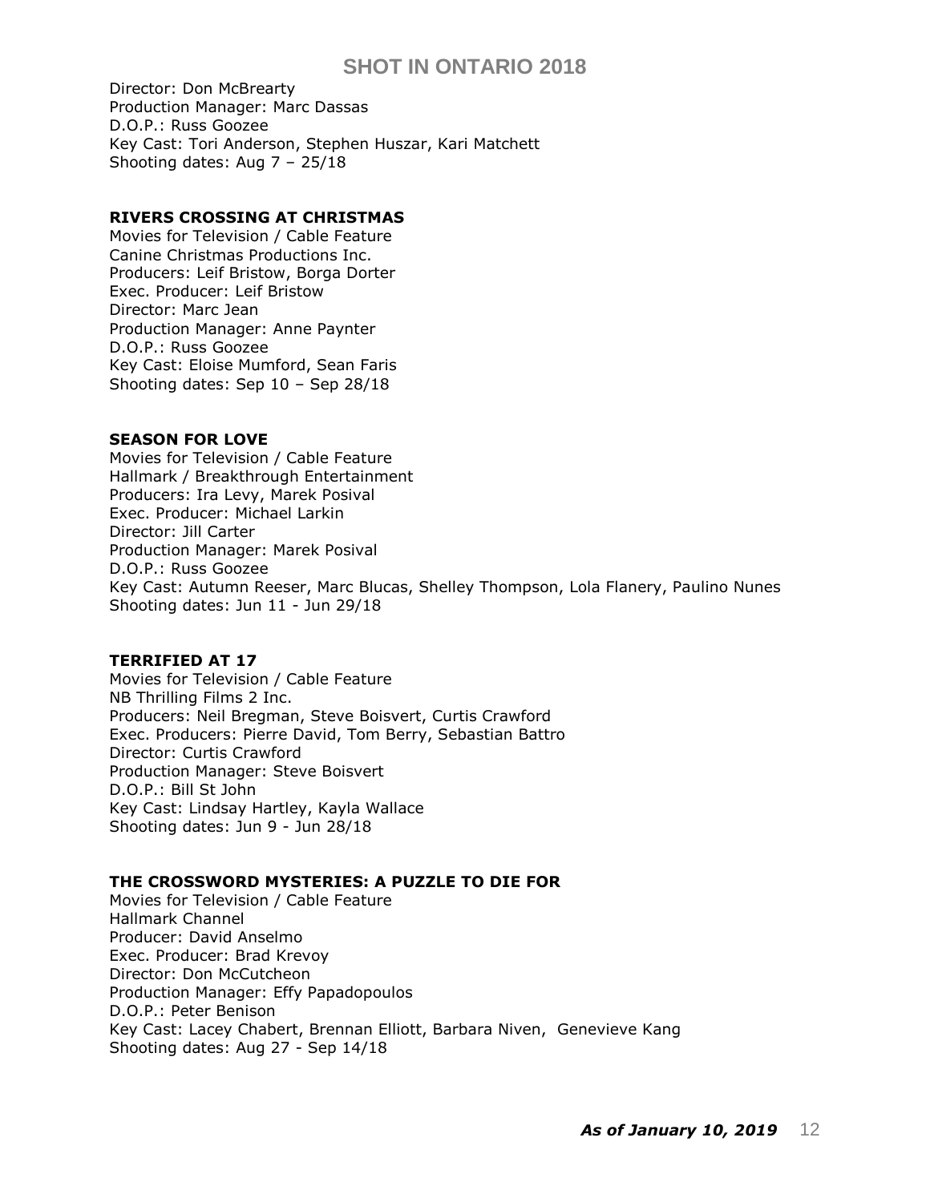Director: Don McBrearty
Production Manager: Marc Dassas
D.O.P.: Russ Goozee
Key Cast: Tori Anderson, Stephen Huszar, Kari Matchett
Shooting dates: Aug 7 – 25/18

**RIVERS CROSSING AT CHRISTMAS**
Movies for Television / Cable Feature
Canine Christmas Productions Inc.
Producers: Leif Bristow, Borga Dorter
Exec. Producer: Leif Bristow
Director: Marc Jean
Production Manager: Anne Paynter
D.O.P.: Russ Goozee
Key Cast: Eloise Mumford, Sean Faris
Shooting dates: Sep 10 – Sep 28/18

**SEASON FOR LOVE**
Movies for Television / Cable Feature
Hallmark / Breakthrough Entertainment
Producers: Ira Levy, Marek Posival
Exec. Producer: Michael Larkin
Director: Jill Carter
Production Manager: Marek Posival
D.O.P.: Russ Goozee
Key Cast: Autumn Reeser, Marc Blucas, Shelley Thompson, Lola Flanery, Paulino Nunes
Shooting dates: Jun 11 - Jun 29/18

**TERRIFIED AT 17**
Movies for Television / Cable Feature
NB Thrilling Films 2 Inc.
Producers: Neil Bregman, Steve Boisvert, Curtis Crawford
Exec. Producers: Pierre David, Tom Berry, Sebastian Battro
Director: Curtis Crawford
Production Manager: Steve Boisvert
D.O.P.: Bill St John
Key Cast: Lindsay Hartley, Kayla Wallace
Shooting dates: Jun 9 - Jun 28/18

**THE CROSSWORD MYSTERIES: A PUZZLE TO DIE FOR**
Movies for Television / Cable Feature
Hallmark Channel
Producer: David Anselmo
Exec. Producer: Brad Krevoy
Director: Don McCutcheon
Production Manager: Effy Papadopoulos
D.O.P.: Peter Benison
Key Cast: Lacey Chabert, Brennan Elliott, Barbara Niven, Genevieve Kang
Shooting dates: Aug 27 - Sep 14/18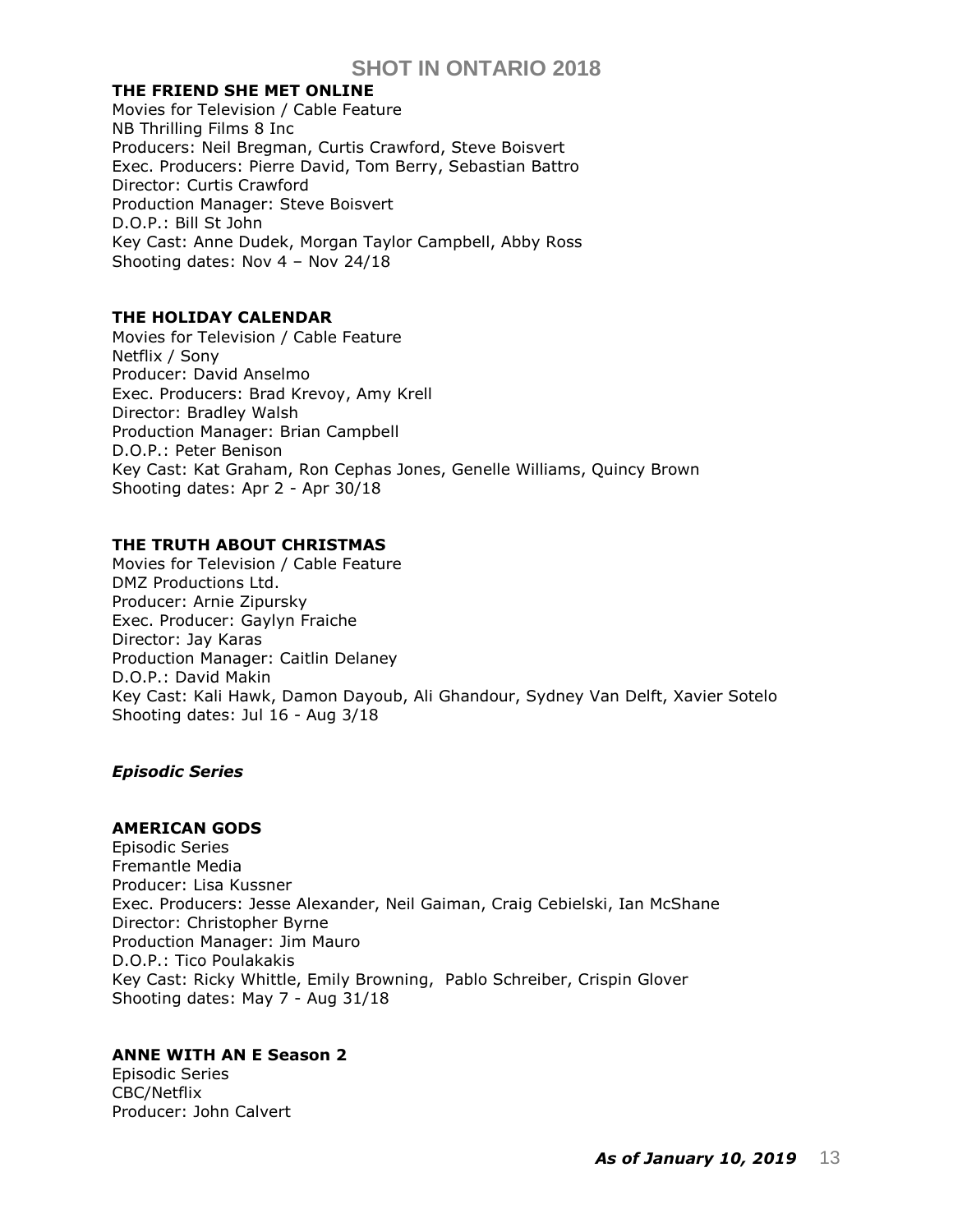### THE FRIEND SHE MET ONLINE

Movies for Television / Cable Feature
NB Thrilling Films 8 Inc
Producers: Neil Bregman, Curtis Crawford, Steve Boisvert
Exec. Producers: Pierre David, Tom Berry, Sebastian Battro
Director: Curtis Crawford
Production Manager: Steve Boisvert
D.O.P.: Bill St John
Key Cast: Anne Dudek, Morgan Taylor Campbell, Abby Ross
Shooting dates: Nov 4 – Nov 24/18

### THE HOLIDAY CALENDAR

Movies for Television / Cable Feature
Netflix / Sony
Producer: David Anselmo
Exec. Producers: Brad Krevoy, Amy Krell
Director: Bradley Walsh
Production Manager: Brian Campbell
D.O.P.: Peter Benison
Key Cast: Kat Graham, Ron Cephas Jones, Genelle Williams, Quincy Brown
Shooting dates: Apr 2 - Apr 30/18

### THE TRUTH ABOUT CHRISTMAS

Movies for Television / Cable Feature
DMZ Productions Ltd.
Producer: Arnie Zipursky
Exec. Producer: Gaylyn Fraiche
Director: Jay Karas
Production Manager: Caitlin Delaney
D.O.P.: David Makin
Key Cast: Kali Hawk, Damon Dayoub, Ali Ghandour, Sydney Van Delft, Xavier Sotelo
Shooting dates: Jul 16 - Aug 3/18

## *Episodic Series*

### AMERICAN GODS

Episodic Series
Fremantle Media
Producer: Lisa Kussner
Exec. Producers: Jesse Alexander, Neil Gaiman, Craig Cebielski, Ian McShane
Director: Christopher Byrne
Production Manager: Jim Mauro
D.O.P.: Tico Poulakakis
Key Cast: Ricky Whittle, Emily Browning, Pablo Schreiber, Crispin Glover
Shooting dates: May 7 - Aug 31/18

### ANNE WITH AN E Season 2

Episodic Series
CBC/Netflix
Producer: John Calvert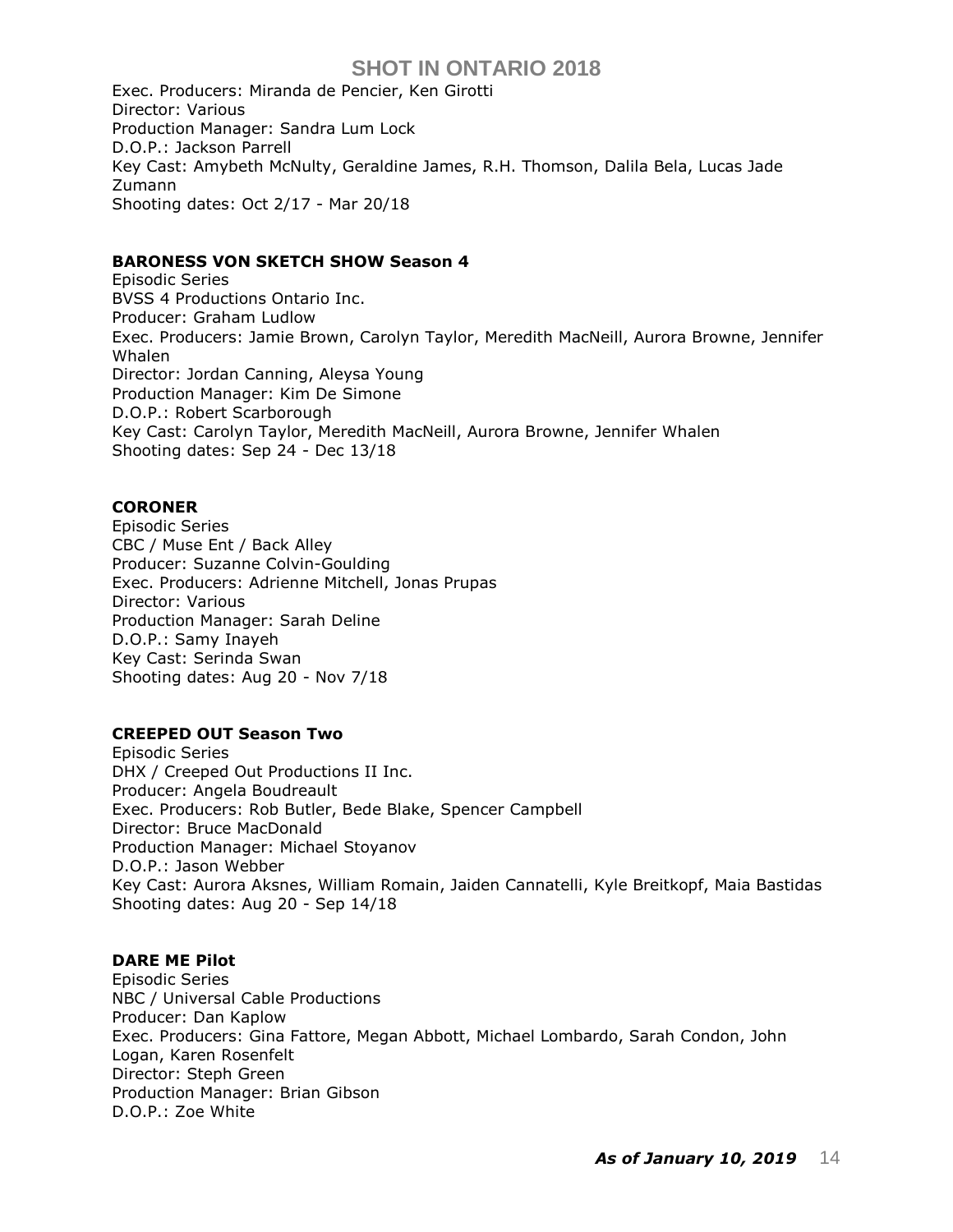Exec. Producers: Miranda de Pencier, Ken Girotti
Director: Various
Production Manager: Sandra Lum Lock
D.O.P.: Jackson Parrell
Key Cast: Amybeth McNulty, Geraldine James, R.H. Thomson, Dalila Bela, Lucas Jade Zumann
Shooting dates: Oct 2/17 - Mar 20/18

**BARONESS VON SKETCH SHOW Season 4**
Episodic Series
BVSS 4 Productions Ontario Inc.
Producer: Graham Ludlow
Exec. Producers: Jamie Brown, Carolyn Taylor, Meredith MacNeill, Aurora Browne, Jennifer Whalen
Director: Jordan Canning, Aleysa Young
Production Manager: Kim De Simone
D.O.P.: Robert Scarborough
Key Cast: Carolyn Taylor, Meredith MacNeill, Aurora Browne, Jennifer Whalen
Shooting dates: Sep 24 - Dec 13/18

**CORONER**
Episodic Series
CBC / Muse Ent / Back Alley
Producer: Suzanne Colvin-Goulding
Exec. Producers: Adrienne Mitchell, Jonas Prupas
Director: Various
Production Manager: Sarah Deline
D.O.P.: Samy Inayeh
Key Cast: Serinda Swan
Shooting dates: Aug 20 - Nov 7/18

**CREEPED OUT Season Two**
Episodic Series
DHX / Creeped Out Productions II Inc.
Producer: Angela Boudreault
Exec. Producers: Rob Butler, Bede Blake, Spencer Campbell
Director: Bruce MacDonald
Production Manager: Michael Stoyanov
D.O.P.: Jason Webber
Key Cast: Aurora Aksnes, William Romain, Jaiden Cannatelli, Kyle Breitkopf, Maia Bastidas
Shooting dates: Aug 20 - Sep 14/18

**DARE ME Pilot**
Episodic Series
NBC / Universal Cable Productions
Producer: Dan Kaplow
Exec. Producers: Gina Fattore, Megan Abbott, Michael Lombardo, Sarah Condon, John Logan, Karen Rosenfelt
Director: Steph Green
Production Manager: Brian Gibson
D.O.P.: Zoe White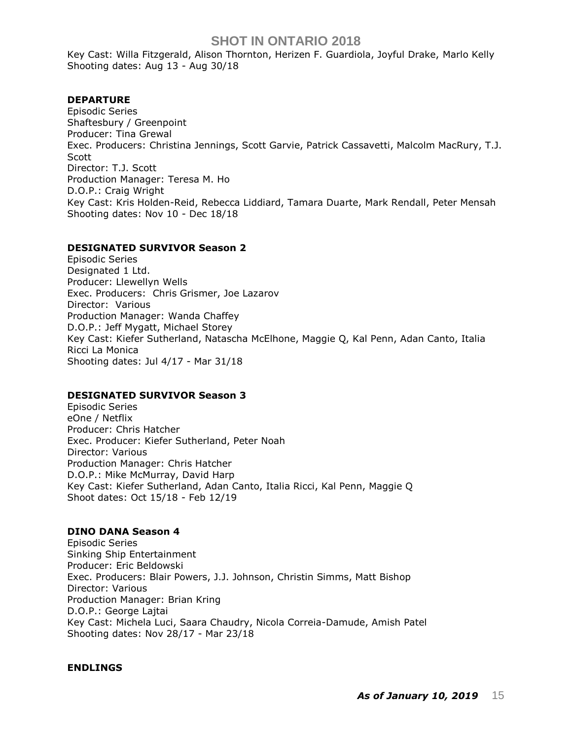Key Cast: Willa Fitzgerald, Alison Thornton, Herizen F. Guardiola, Joyful Drake, Marlo Kelly
Shooting dates: Aug 13 - Aug 30/18

**DEPARTURE**
Episodic Series
Shaftesbury / Greenpoint
Producer: Tina Grewal
Exec. Producers: Christina Jennings, Scott Garvie, Patrick Cassavetti, Malcolm MacRury, T.J. Scott
Director: T.J. Scott
Production Manager: Teresa M. Ho
D.O.P.: Craig Wright
Key Cast: Kris Holden-Reid, Rebecca Liddiard, Tamara Duarte, Mark Rendall, Peter Mensah
Shooting dates: Nov 10 - Dec 18/18

**DESIGNATED SURVIVOR Season 2**
Episodic Series
Designated 1 Ltd.
Producer: Llewellyn Wells
Exec. Producers: Chris Grismer, Joe Lazarov
Director: Various
Production Manager: Wanda Chaffey
D.O.P.: Jeff Mygatt, Michael Storey
Key Cast: Kiefer Sutherland, Natascha McElhone, Maggie Q, Kal Penn, Adan Canto, Italia Ricci La Monica
Shooting dates: Jul 4/17 - Mar 31/18

**DESIGNATED SURVIVOR Season 3**
Episodic Series
eOne / Netflix
Producer: Chris Hatcher
Exec. Producer: Kiefer Sutherland, Peter Noah
Director: Various
Production Manager: Chris Hatcher
D.O.P.: Mike McMurray, David Harp
Key Cast: Kiefer Sutherland, Adan Canto, Italia Ricci, Kal Penn, Maggie Q
Shoot dates: Oct 15/18 - Feb 12/19

**DINO DANA Season 4**
Episodic Series
Sinking Ship Entertainment
Producer: Eric Beldowski
Exec. Producers: Blair Powers, J.J. Johnson, Christin Simms, Matt Bishop
Director: Various
Production Manager: Brian Kring
D.O.P.: George Lajtai
Key Cast: Michela Luci, Saara Chaudry, Nicola Correia-Damude, Amish Patel
Shooting dates: Nov 28/17 - Mar 23/18

**ENDLINGS**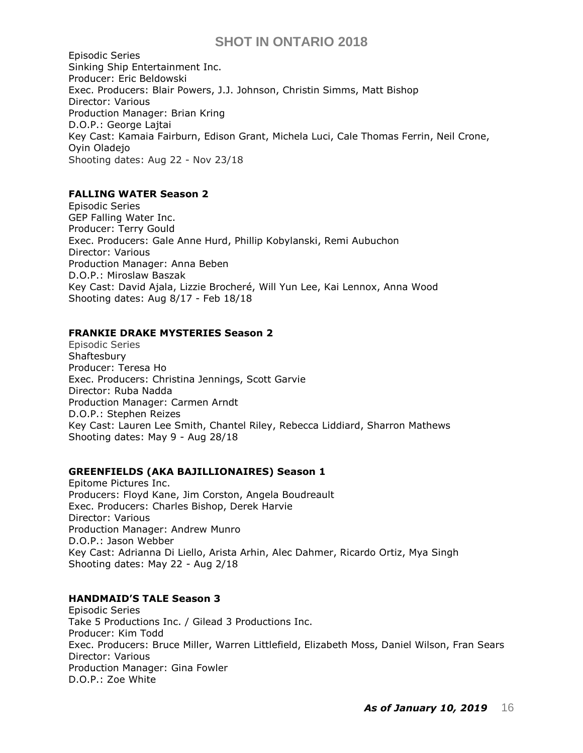Episodic Series
Sinking Ship Entertainment Inc.
Producer: Eric Beldowski
Exec. Producers: Blair Powers, J.J. Johnson, Christin Simms, Matt Bishop
Director: Various
Production Manager: Brian Kring
D.O.P.: George Lajtai
Key Cast: Kamaia Fairburn, Edison Grant, Michela Luci, Cale Thomas Ferrin, Neil Crone, Oyin Oladejo
Shooting dates: Aug 22 - Nov 23/18

**FALLING WATER Season 2**

Episodic Series
GEP Falling Water Inc.
Producer: Terry Gould
Exec. Producers: Gale Anne Hurd, Phillip Kobylanski, Remi Aubuchon
Director: Various
Production Manager: Anna Beben
D.O.P.: Miroslaw Baszak
Key Cast: David Ajala, Lizzie Brocheré, Will Yun Lee, Kai Lennox, Anna Wood
Shooting dates: Aug 8/17 - Feb 18/18

**FRANKIE DRAKE MYSTERIES Season 2**

Episodic Series
Shaftesbury
Producer: Teresa Ho
Exec. Producers: Christina Jennings, Scott Garvie
Director: Ruba Nadda
Production Manager: Carmen Arndt
D.O.P.: Stephen Reizes
Key Cast: Lauren Lee Smith, Chantel Riley, Rebecca Liddiard, Sharron Mathews
Shooting dates: May 9 - Aug 28/18

**GREENFIELDS (AKA BAJILLIONAIRES) Season 1**

Epitome Pictures Inc.
Producers: Floyd Kane, Jim Corston, Angela Boudreault
Exec. Producers: Charles Bishop, Derek Harvie
Director: Various
Production Manager: Andrew Munro
D.O.P.: Jason Webber
Key Cast: Adrianna Di Liello, Arista Arhin, Alec Dahmer, Ricardo Ortiz, Mya Singh
Shooting dates: May 22 - Aug 2/18

**HANDMAID'S TALE Season 3**

Episodic Series
Take 5 Productions Inc. / Gilead 3 Productions Inc.
Producer: Kim Todd
Exec. Producers: Bruce Miller, Warren Littlefield, Elizabeth Moss, Daniel Wilson, Fran Sears
Director: Various
Production Manager: Gina Fowler
D.O.P.: Zoe White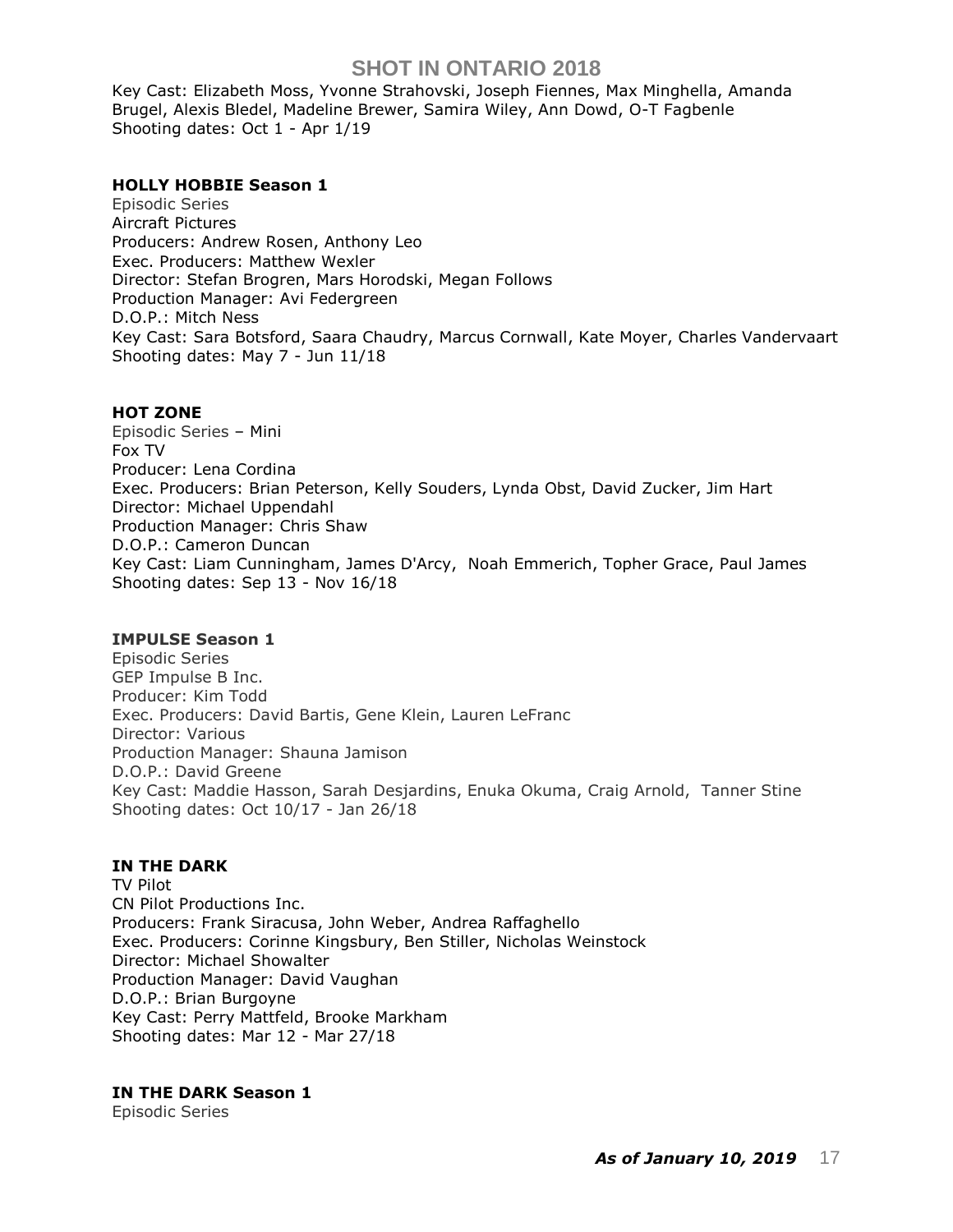Key Cast: Elizabeth Moss, Yvonne Strahovski, Joseph Fiennes, Max Minghella, Amanda Brugel, Alexis Bledel, Madeline Brewer, Samira Wiley, Ann Dowd, O-T Fagbenle
Shooting dates: Oct 1 - Apr 1/19

**HOLLY HOBBIE Season 1**
Episodic Series
Aircraft Pictures
Producers: Andrew Rosen, Anthony Leo
Exec. Producers: Matthew Wexler
Director: Stefan Brogren, Mars Horodski, Megan Follows
Production Manager: Avi Federgreen
D.O.P.: Mitch Ness
Key Cast: Sara Botsford, Saara Chaudry, Marcus Cornwall, Kate Moyer, Charles Vandervaart
Shooting dates: May 7 - Jun 11/18

**HOT ZONE**
Episodic Series – Mini
Fox TV
Producer: Lena Cordina
Exec. Producers: Brian Peterson, Kelly Souders, Lynda Obst, David Zucker, Jim Hart
Director: Michael Uppendahl
Production Manager: Chris Shaw
D.O.P.: Cameron Duncan
Key Cast: Liam Cunningham, James D'Arcy, Noah Emmerich, Topher Grace, Paul James
Shooting dates: Sep 13 - Nov 16/18

**IMPULSE Season 1**
Episodic Series
GEP Impulse B Inc.
Producer: Kim Todd
Exec. Producers: David Bartis, Gene Klein, Lauren LeFranc
Director: Various
Production Manager: Shauna Jamison
D.O.P.: David Greene
Key Cast: Maddie Hasson, Sarah Desjardins, Enuka Okuma, Craig Arnold, Tanner Stine
Shooting dates: Oct 10/17 - Jan 26/18

**IN THE DARK**
TV Pilot
CN Pilot Productions Inc.
Producers: Frank Siracusa, John Weber, Andrea Raffaghello
Exec. Producers: Corinne Kingsbury, Ben Stiller, Nicholas Weinstock
Director: Michael Showalter
Production Manager: David Vaughan
D.O.P.: Brian Burgoyne
Key Cast: Perry Mattfeld, Brooke Markham
Shooting dates: Mar 12 - Mar 27/18

**IN THE DARK Season 1**
Episodic Series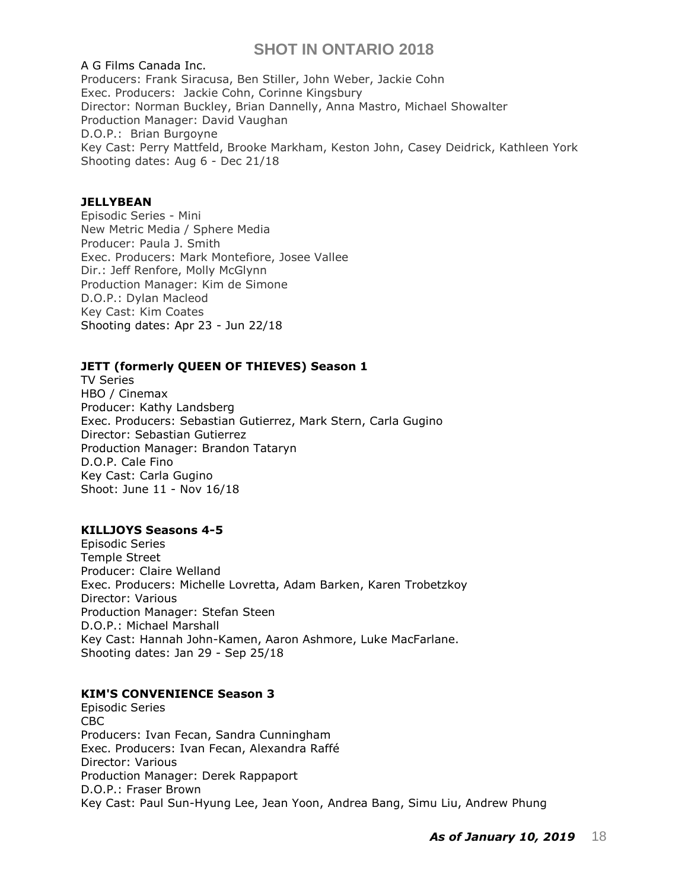A G Films Canada Inc.
Producers: Frank Siracusa, Ben Stiller, John Weber, Jackie Cohn
Exec. Producers: Jackie Cohn, Corinne Kingsbury
Director: Norman Buckley, Brian Dannelly, Anna Mastro, Michael Showalter
Production Manager: David Vaughan
D.O.P.: Brian Burgoyne
Key Cast: Perry Mattfeld, Brooke Markham, Keston John, Casey Deidrick, Kathleen York
Shooting dates: Aug 6 - Dec 21/18

**JELLYBEAN**
Episodic Series - Mini
New Metric Media / Sphere Media
Producer: Paula J. Smith
Exec. Producers: Mark Montefiore, Josee Vallee
Dir.: Jeff Renfore, Molly McGlynn
Production Manager: Kim de Simone
D.O.P.: Dylan Macleod
Key Cast: Kim Coates
Shooting dates: Apr 23 - Jun 22/18

**JETT (formerly QUEEN OF THIEVES) Season 1**
TV Series
HBO / Cinemax
Producer: Kathy Landsberg
Exec. Producers: Sebastian Gutierrez, Mark Stern, Carla Gugino
Director: Sebastian Gutierrez
Production Manager: Brandon Tataryn
D.O.P. Cale Fino
Key Cast: Carla Gugino
Shoot: June 11 - Nov 16/18

**KILLJOYS Seasons 4-5**
Episodic Series
Temple Street
Producer: Claire Welland
Exec. Producers: Michelle Lovretta, Adam Barken, Karen Trobetzkoy
Director: Various
Production Manager: Stefan Steen
D.O.P.: Michael Marshall
Key Cast: Hannah John-Kamen, Aaron Ashmore, Luke MacFarlane.
Shooting dates: Jan 29 - Sep 25/18

**KIM'S CONVENIENCE Season 3**
Episodic Series
CBC
Producers: Ivan Fecan, Sandra Cunningham
Exec. Producers: Ivan Fecan, Alexandra Raffé
Director: Various
Production Manager: Derek Rappaport
D.O.P.: Fraser Brown
Key Cast: Paul Sun-Hyung Lee, Jean Yoon, Andrea Bang, Simu Liu, Andrew Phung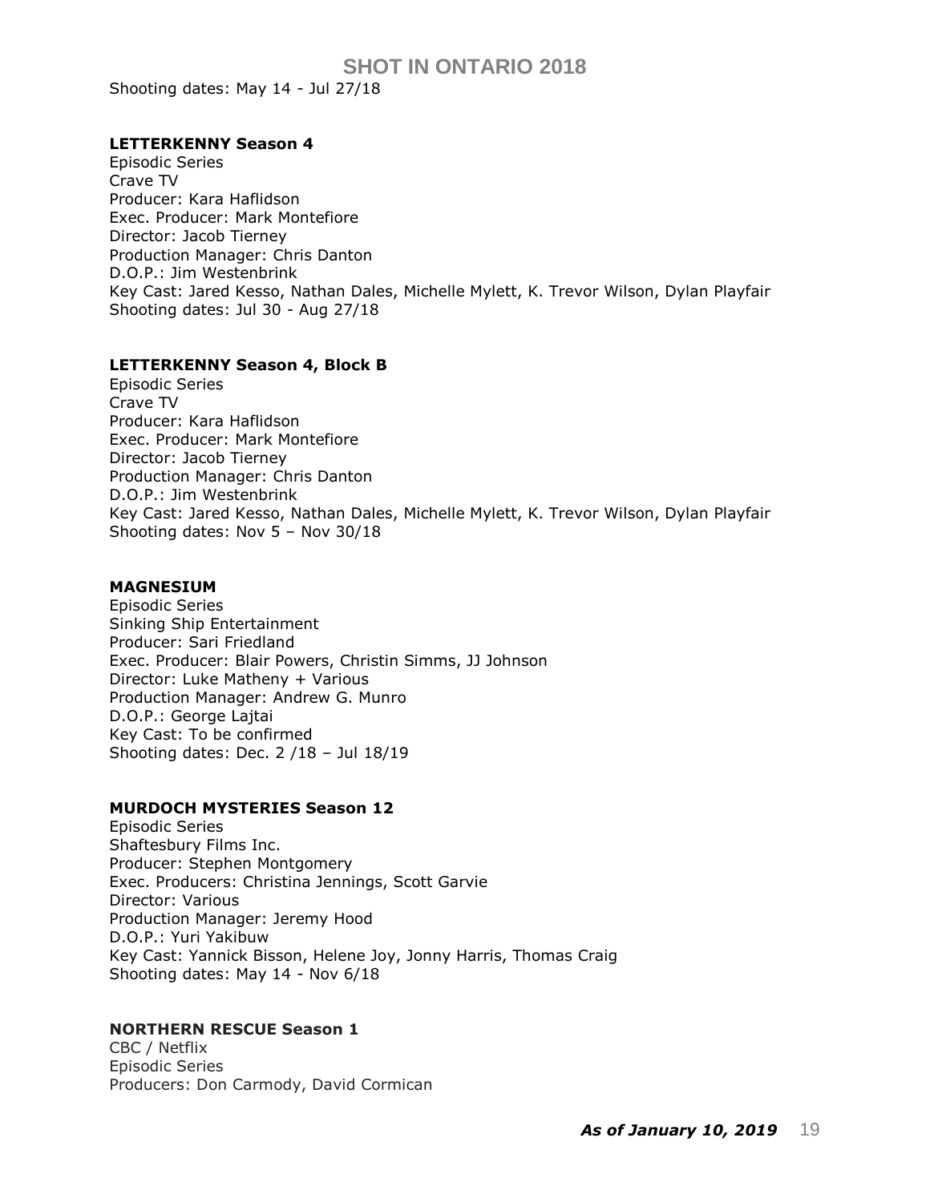Shooting dates: May 14 - Jul 27/18

**LETTERKENNY Season 4**
Episodic Series
Crave TV
Producer: Kara Haflidson
Exec. Producer: Mark Montefiore
Director: Jacob Tierney
Production Manager: Chris Danton
D.O.P.: Jim Westenbrink
Key Cast: Jared Kesso, Nathan Dales, Michelle Mylett, K. Trevor Wilson, Dylan Playfair
Shooting dates: Jul 30 - Aug 27/18

**LETTERKENNY Season 4, Block B**
Episodic Series
Crave TV
Producer: Kara Haflidson
Exec. Producer: Mark Montefiore
Director: Jacob Tierney
Production Manager: Chris Danton
D.O.P.: Jim Westenbrink
Key Cast: Jared Kesso, Nathan Dales, Michelle Mylett, K. Trevor Wilson, Dylan Playfair
Shooting dates: Nov 5 – Nov 30/18

**MAGNESIUM**
Episodic Series
Sinking Ship Entertainment
Producer: Sari Friedland
Exec. Producer: Blair Powers, Christin Simms, JJ Johnson
Director: Luke Matheny + Various
Production Manager: Andrew G. Munro
D.O.P.: George Lajtai
Key Cast: To be confirmed
Shooting dates: Dec. 2 /18 – Jul 18/19

**MURDOCH MYSTERIES Season 12**
Episodic Series
Shaftesbury Films Inc.
Producer: Stephen Montgomery
Exec. Producers: Christina Jennings, Scott Garvie
Director: Various
Production Manager: Jeremy Hood
D.O.P.: Yuri Yakibuw
Key Cast: Yannick Bisson, Helene Joy, Jonny Harris, Thomas Craig
Shooting dates: May 14 - Nov 6/18

**NORTHERN RESCUE Season 1**
CBC / Netflix
Episodic Series
Producers: Don Carmody, David Cormican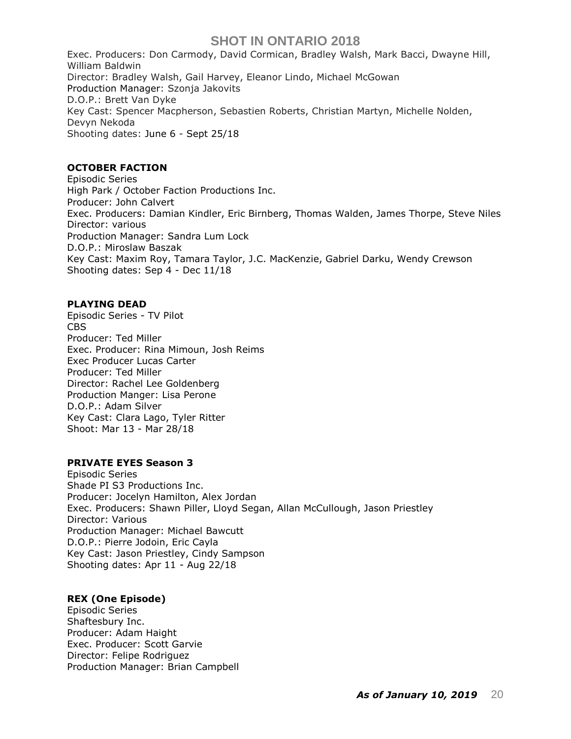Exec. Producers: Don Carmody, David Cormican, Bradley Walsh, Mark Bacci, Dwayne Hill, William Baldwin
Director: Bradley Walsh, Gail Harvey, Eleanor Lindo, Michael McGowan
Production Manager: Szonja Jakovits
D.O.P.: Brett Van Dyke
Key Cast: Spencer Macpherson, Sebastien Roberts, Christian Martyn, Michelle Nolden, Devyn Nekoda
Shooting dates: June 6 - Sept 25/18

**OCTOBER FACTION**
Episodic Series
High Park / October Faction Productions Inc.
Producer: John Calvert
Exec. Producers: Damian Kindler, Eric Birnberg, Thomas Walden, James Thorpe, Steve Niles
Director: various
Production Manager: Sandra Lum Lock
D.O.P.: Miroslaw Baszak
Key Cast: Maxim Roy, Tamara Taylor, J.C. MacKenzie, Gabriel Darku, Wendy Crewson
Shooting dates: Sep 4 - Dec 11/18

**PLAYING DEAD**
Episodic Series - TV Pilot
CBS
Producer: Ted Miller
Exec. Producer: Rina Mimoun, Josh Reims
Exec Producer Lucas Carter
Producer: Ted Miller
Director: Rachel Lee Goldenberg
Production Manger: Lisa Perone
D.O.P.: Adam Silver
Key Cast: Clara Lago, Tyler Ritter
Shoot: Mar 13 - Mar 28/18

**PRIVATE EYES Season 3**
Episodic Series
Shade PI S3 Productions Inc.
Producer: Jocelyn Hamilton, Alex Jordan
Exec. Producers: Shawn Piller, Lloyd Segan, Allan McCullough, Jason Priestley
Director: Various
Production Manager: Michael Bawcutt
D.O.P.: Pierre Jodoin, Eric Cayla
Key Cast: Jason Priestley, Cindy Sampson
Shooting dates: Apr 11 - Aug 22/18

**REX (One Episode)**
Episodic Series
Shaftesbury Inc.
Producer: Adam Haight
Exec. Producer: Scott Garvie
Director: Felipe Rodriguez
Production Manager: Brian Campbell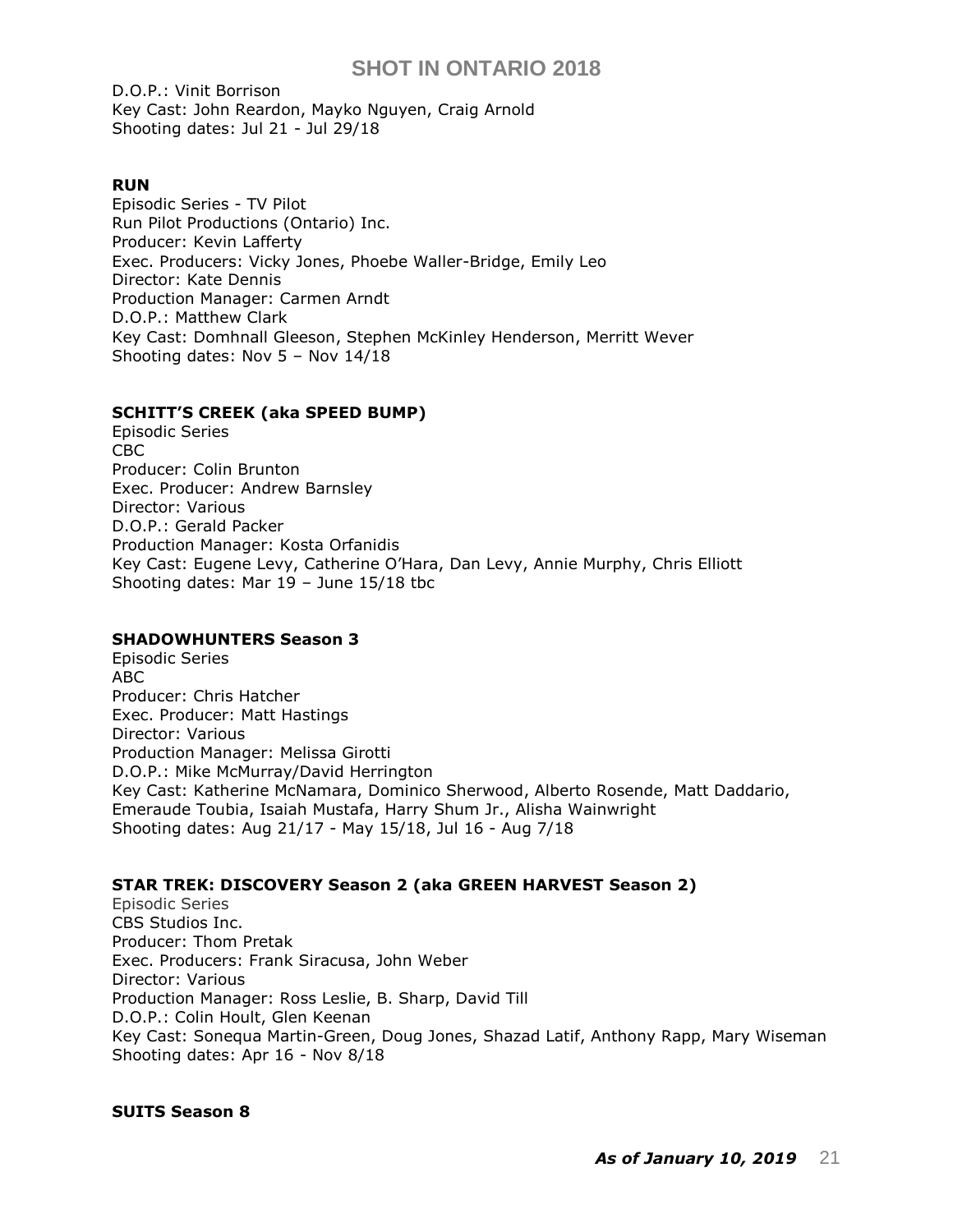D.O.P.: Vinit Borrison
Key Cast: John Reardon, Mayko Nguyen, Craig Arnold
Shooting dates: Jul 21 - Jul 29/18

**RUN**
Episodic Series - TV Pilot
Run Pilot Productions (Ontario) Inc.
Producer: Kevin Lafferty
Exec. Producers: Vicky Jones, Phoebe Waller-Bridge, Emily Leo
Director: Kate Dennis
Production Manager: Carmen Arndt
D.O.P.: Matthew Clark
Key Cast: Domhnall Gleeson, Stephen McKinley Henderson, Merritt Wever
Shooting dates: Nov 5 – Nov 14/18

**SCHITT'S CREEK (aka SPEED BUMP)**
Episodic Series
CBC
Producer: Colin Brunton
Exec. Producer: Andrew Barnsley
Director: Various
D.O.P.: Gerald Packer
Production Manager: Kosta Orfanidis
Key Cast: Eugene Levy, Catherine O'Hara, Dan Levy, Annie Murphy, Chris Elliott
Shooting dates: Mar 19 – June 15/18 tbc

**SHADOWHUNTERS Season 3**
Episodic Series
ABC
Producer: Chris Hatcher
Exec. Producer: Matt Hastings
Director: Various
Production Manager: Melissa Girotti
D.O.P.: Mike McMurray/David Herrington
Key Cast: Katherine McNamara, Dominico Sherwood, Alberto Rosende, Matt Daddario, Emeraude Toubia, Isaiah Mustafa, Harry Shum Jr., Alisha Wainwright
Shooting dates: Aug 21/17 - May 15/18, Jul 16 - Aug 7/18

**STAR TREK: DISCOVERY Season 2 (aka GREEN HARVEST Season 2)**
Episodic Series
CBS Studios Inc.
Producer: Thom Pretak
Exec. Producers: Frank Siracusa, John Weber
Director: Various
Production Manager: Ross Leslie, B. Sharp, David Till
D.O.P.: Colin Hoult, Glen Keenan
Key Cast: Sonequa Martin-Green, Doug Jones, Shazad Latif, Anthony Rapp, Mary Wiseman
Shooting dates: Apr 16 - Nov 8/18

**SUITS Season 8**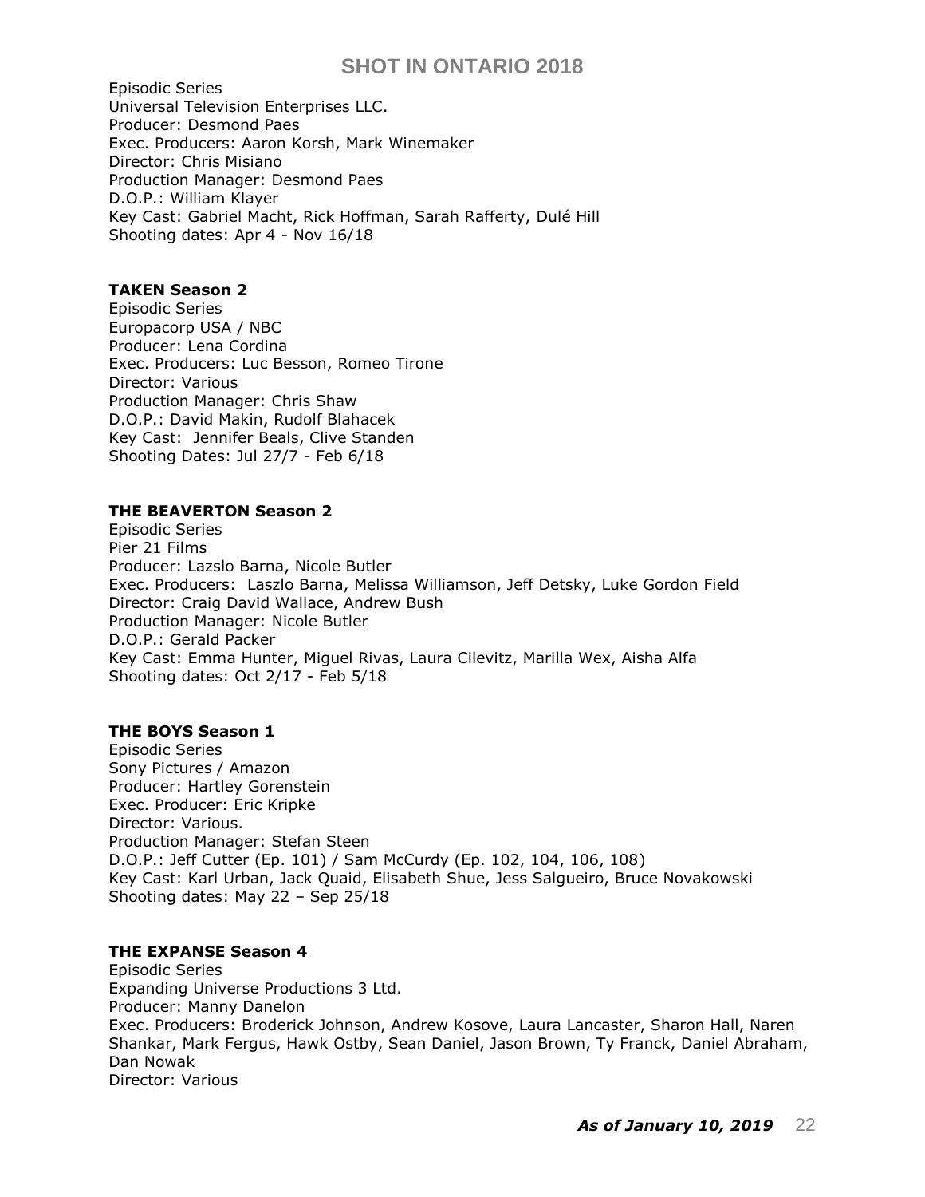Episodic Series
Universal Television Enterprises LLC.
Producer: Desmond Paes
Exec. Producers: Aaron Korsh, Mark Winemaker
Director: Chris Misiano
Production Manager: Desmond Paes
D.O.P.: William Klayer
Key Cast: Gabriel Macht, Rick Hoffman, Sarah Rafferty, Dulé Hill
Shooting dates: Apr 4 - Nov 16/18

**TAKEN Season 2**
Episodic Series
Europacorp USA / NBC
Producer: Lena Cordina
Exec. Producers: Luc Besson, Romeo Tirone
Director: Various
Production Manager: Chris Shaw
D.O.P.: David Makin, Rudolf Blahacek
Key Cast: Jennifer Beals, Clive Standen
Shooting Dates: Jul 27/7 - Feb 6/18

**THE BEAVERTON Season 2**
Episodic Series
Pier 21 Films
Producer: Lazslo Barna, Nicole Butler
Exec. Producers: Laszlo Barna, Melissa Williamson, Jeff Detsky, Luke Gordon Field
Director: Craig David Wallace, Andrew Bush
Production Manager: Nicole Butler
D.O.P.: Gerald Packer
Key Cast: Emma Hunter, Miguel Rivas, Laura Cilevitz, Marilla Wex, Aisha Alfa
Shooting dates: Oct 2/17 - Feb 5/18

**THE BOYS Season 1**
Episodic Series
Sony Pictures / Amazon
Producer: Hartley Gorenstein
Exec. Producer: Eric Kripke
Director: Various.
Production Manager: Stefan Steen
D.O.P.: Jeff Cutter (Ep. 101) / Sam McCurdy (Ep. 102, 104, 106, 108)
Key Cast: Karl Urban, Jack Quaid, Elisabeth Shue, Jess Salgueiro, Bruce Novakowski
Shooting dates: May 22 – Sep 25/18

**THE EXPANSE Season 4**
Episodic Series
Expanding Universe Productions 3 Ltd.
Producer: Manny Danelon
Exec. Producers: Broderick Johnson, Andrew Kosove, Laura Lancaster, Sharon Hall, Naren Shankar, Mark Fergus, Hawk Ostby, Sean Daniel, Jason Brown, Ty Franck, Daniel Abraham, Dan Nowak
Director: Various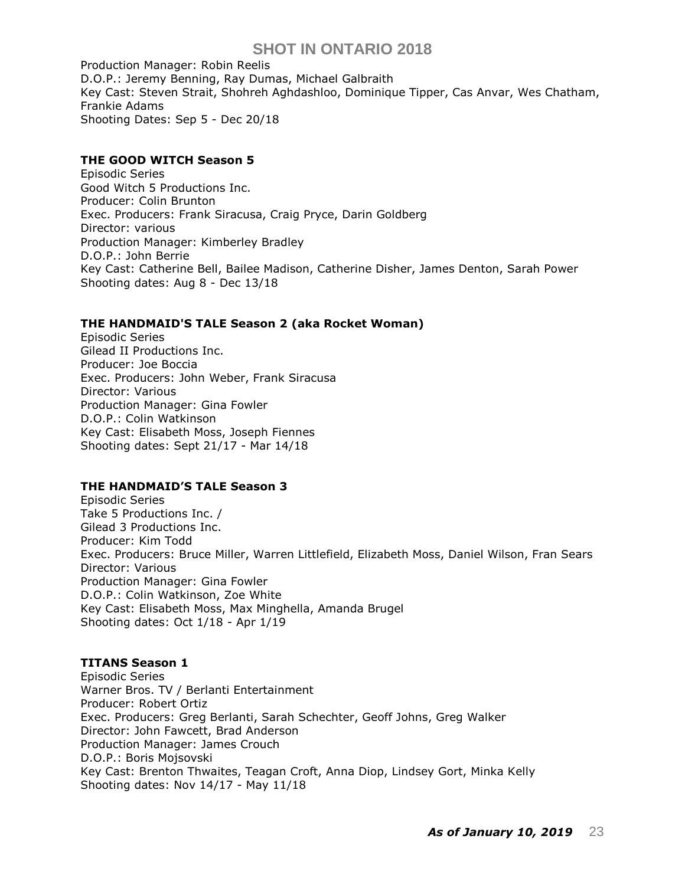Production Manager: Robin Reelis
D.O.P.: Jeremy Benning, Ray Dumas, Michael Galbraith
Key Cast: Steven Strait, Shohreh Aghdashloo, Dominique Tipper, Cas Anvar, Wes Chatham, Frankie Adams
Shooting Dates: Sep 5 - Dec 20/18

**THE GOOD WITCH Season 5**
Episodic Series
Good Witch 5 Productions Inc.
Producer: Colin Brunton
Exec. Producers: Frank Siracusa, Craig Pryce, Darin Goldberg
Director: various
Production Manager: Kimberley Bradley
D.O.P.: John Berrie
Key Cast: Catherine Bell, Bailee Madison, Catherine Disher, James Denton, Sarah Power
Shooting dates: Aug 8 - Dec 13/18

**THE HANDMAID'S TALE Season 2 (aka Rocket Woman)**
Episodic Series
Gilead II Productions Inc.
Producer: Joe Boccia
Exec. Producers: John Weber, Frank Siracusa
Director: Various
Production Manager: Gina Fowler
D.O.P.: Colin Watkinson
Key Cast: Elisabeth Moss, Joseph Fiennes
Shooting dates: Sept 21/17 - Mar 14/18

**THE HANDMAID'S TALE Season 3**
Episodic Series
Take 5 Productions Inc. /
Gilead 3 Productions Inc.
Producer: Kim Todd
Exec. Producers: Bruce Miller, Warren Littlefield, Elizabeth Moss, Daniel Wilson, Fran Sears
Director: Various
Production Manager: Gina Fowler
D.O.P.: Colin Watkinson, Zoe White
Key Cast: Elisabeth Moss, Max Minghella, Amanda Brugel
Shooting dates: Oct 1/18 - Apr 1/19

**TITANS Season 1**
Episodic Series
Warner Bros. TV / Berlanti Entertainment
Producer: Robert Ortiz
Exec. Producers: Greg Berlanti, Sarah Schechter, Geoff Johns, Greg Walker
Director: John Fawcett, Brad Anderson
Production Manager: James Crouch
D.O.P.: Boris Mojsovski
Key Cast: Brenton Thwaites, Teagan Croft, Anna Diop, Lindsey Gort, Minka Kelly
Shooting dates: Nov 14/17 - May 11/18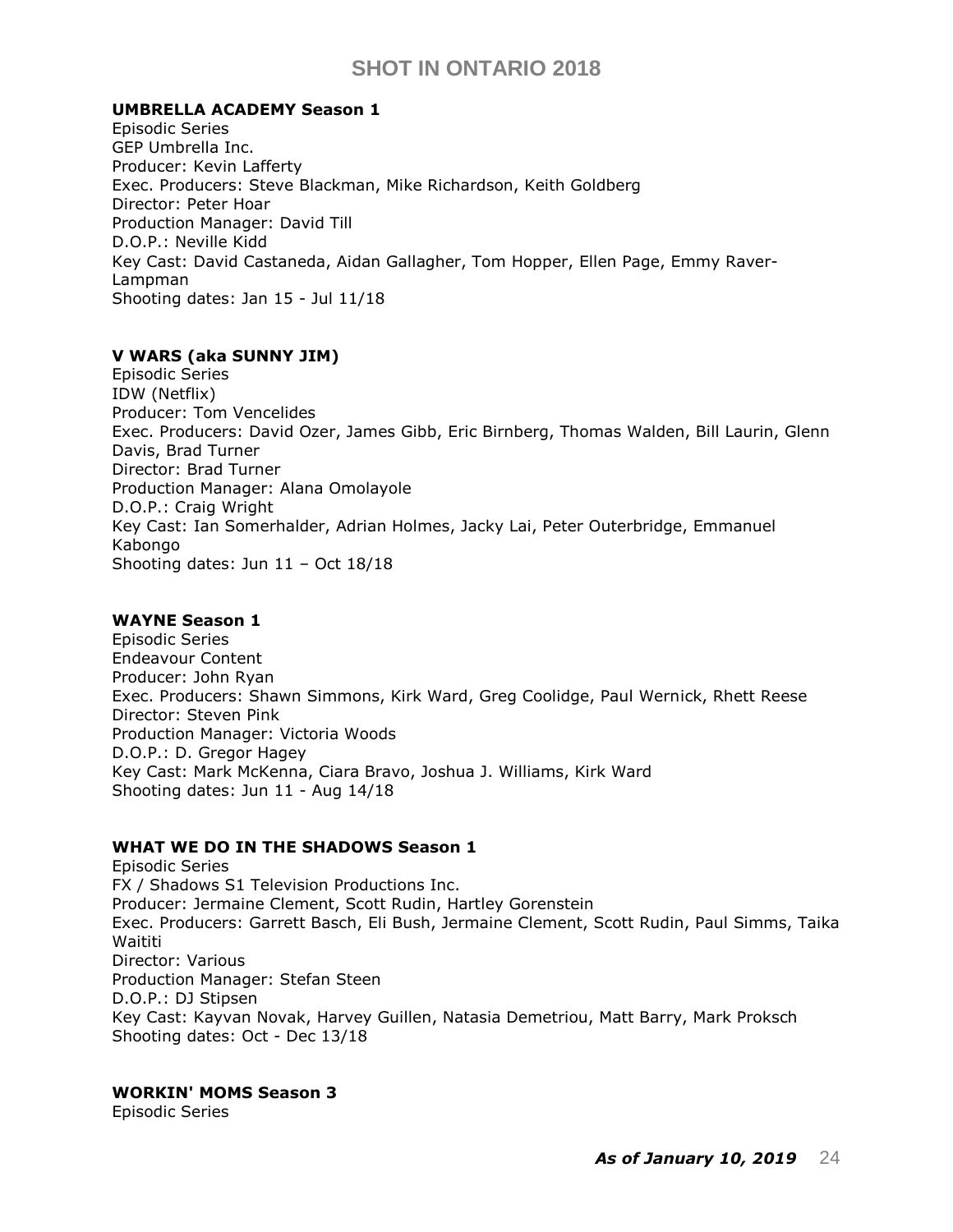**UMBRELLA ACADEMY Season 1**
Episodic Series
GEP Umbrella Inc.
Producer: Kevin Lafferty
Exec. Producers: Steve Blackman, Mike Richardson, Keith Goldberg
Director: Peter Hoar
Production Manager: David Till
D.O.P.: Neville Kidd
Key Cast: David Castaneda, Aidan Gallagher, Tom Hopper, Ellen Page, Emmy Raver-Lampman
Shooting dates: Jan 15 - Jul 11/18

**V WARS (aka SUNNY JIM)**
Episodic Series
IDW (Netflix)
Producer: Tom Vencelides
Exec. Producers: David Ozer, James Gibb, Eric Birnberg, Thomas Walden, Bill Laurin, Glenn Davis, Brad Turner
Director: Brad Turner
Production Manager: Alana Omolayole
D.O.P.: Craig Wright
Key Cast: Ian Somerhalder, Adrian Holmes, Jacky Lai, Peter Outerbridge, Emmanuel Kabongo
Shooting dates: Jun 11 – Oct 18/18

**WAYNE Season 1**
Episodic Series
Endeavour Content
Producer: John Ryan
Exec. Producers: Shawn Simmons, Kirk Ward, Greg Coolidge, Paul Wernick, Rhett Reese
Director: Steven Pink
Production Manager: Victoria Woods
D.O.P.: D. Gregor Hagey
Key Cast: Mark McKenna, Ciara Bravo, Joshua J. Williams, Kirk Ward
Shooting dates: Jun 11 - Aug 14/18

**WHAT WE DO IN THE SHADOWS Season 1**
Episodic Series
FX / Shadows S1 Television Productions Inc.
Producer: Jermaine Clement, Scott Rudin, Hartley Gorenstein
Exec. Producers: Garrett Basch, Eli Bush, Jermaine Clement, Scott Rudin, Paul Simms, Taika Waititi
Director: Various
Production Manager: Stefan Steen
D.O.P.: DJ Stipsen
Key Cast: Kayvan Novak, Harvey Guillen, Natasia Demetriou, Matt Barry, Mark Proksch
Shooting dates: Oct - Dec 13/18

**WORKIN' MOMS Season 3**
Episodic Series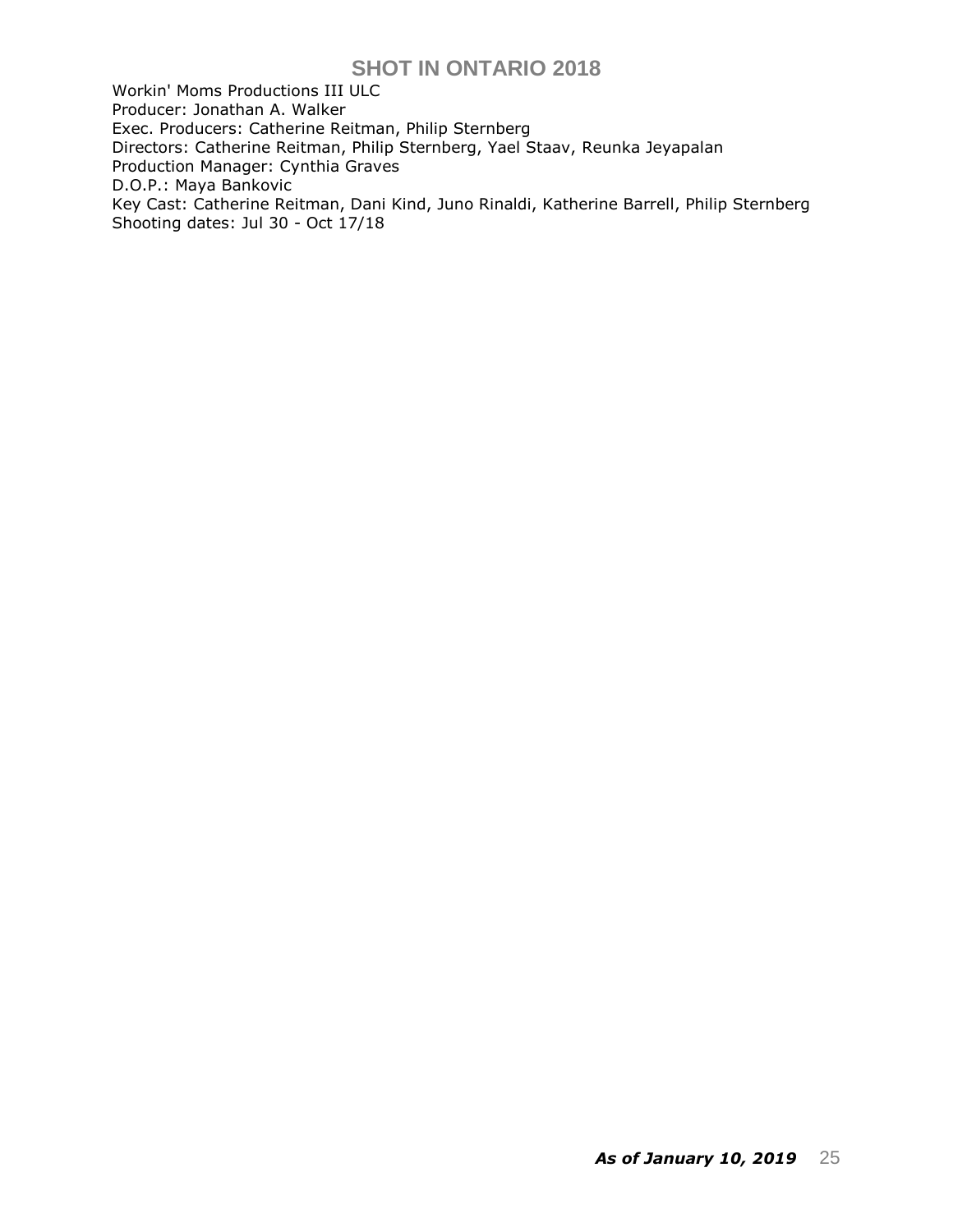Workin' Moms Productions III ULC
Producer: Jonathan A. Walker
Exec. Producers: Catherine Reitman, Philip Sternberg
Directors: Catherine Reitman, Philip Sternberg, Yael Staav, Reunka Jeyapalan
Production Manager: Cynthia Graves
D.O.P.: Maya Bankovic
Key Cast: Catherine Reitman, Dani Kind, Juno Rinaldi, Katherine Barrell, Philip Sternberg
Shooting dates: Jul 30 - Oct 17/18